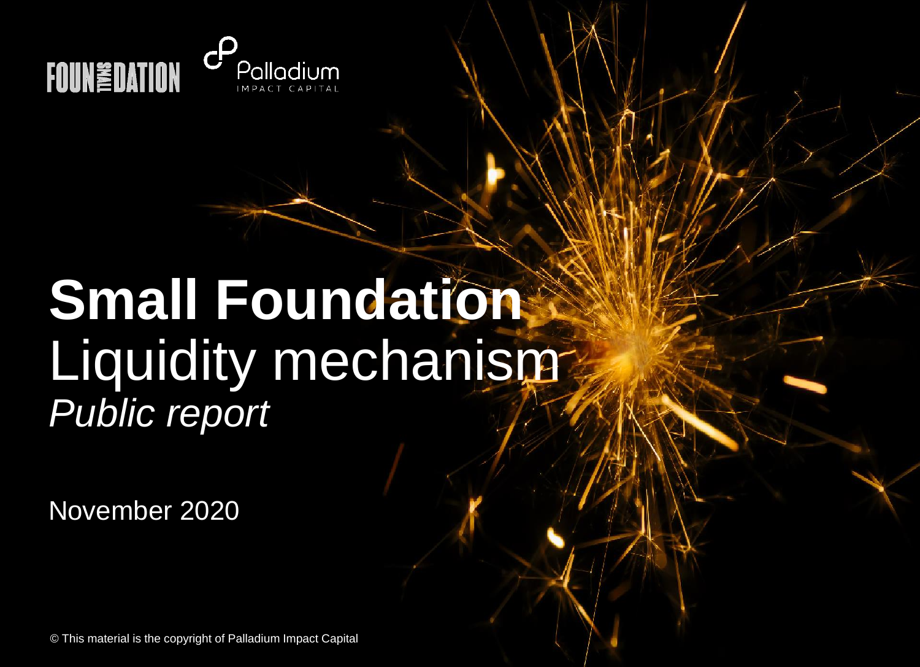FOUNDATION Palladium IMPACT CAPITAL

# **Small Foundation** Liquidity mechanism

*Public report*

November 2020

© This material is the copyright of Palladium Impact Capital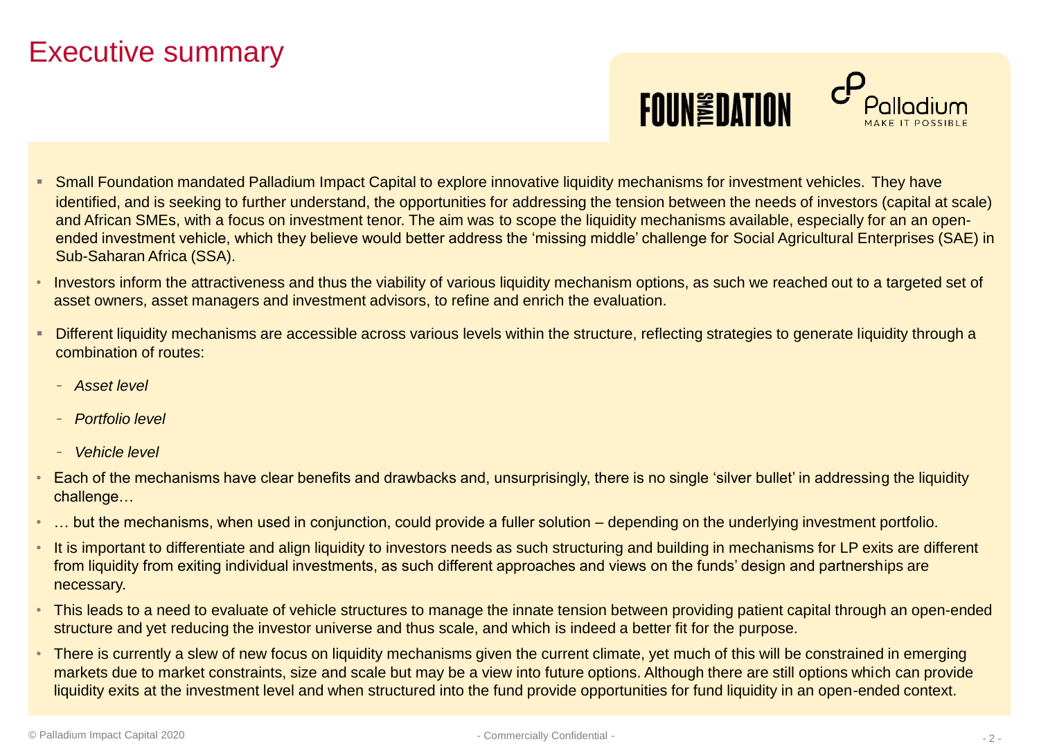# Executive summary

- Small Foundation mandated Palladium Impact Capital to explore innovative liquidity mechanisms for investment vehicles. They have identified, and is seeking to further understand, the opportunities for addressing the tension between the needs of investors (capital at scale) and African SMEs, with a focus on investment tenor. The aim was to scope the liquidity mechanisms available, especially for an an open-ended investment vehicle, which they believe would better address the 'missing middle' challenge for Social Agricultural Enterprises (SAE) in Sub-Saharan Africa (SSA).
- Investors inform the attractiveness and thus the viability of various liquidity mechanism options, as such we reached out to a targeted set of asset owners, asset managers and investment advisors, to refine and enrich the evaluation.
- Different liquidity mechanisms are accessible across various levels within the structure, reflecting strategies to generate liquidity through a combination of routes:
  - *Asset level*
  - *Portfolio level*
  - *Vehicle level*
- Each of the mechanisms have clear benefits and drawbacks and, unsurprisingly, there is no single 'silver bullet' in addressing the liquidity challenge…
- … but the mechanisms, when used in conjunction, could provide a fuller solution – depending on the underlying investment portfolio.
- It is important to differentiate and align liquidity to investors needs as such structuring and building in mechanisms for LP exits are different from liquidity from exiting individual investments, as such different approaches and views on the funds' design and partnerships are necessary.
- This leads to a need to evaluate of vehicle structures to manage the innate tension between providing patient capital through an open-ended structure and yet reducing the investor universe and thus scale, and which is indeed a better fit for the purpose.
- There is currently a slew of new focus on liquidity mechanisms given the current climate, yet much of this will be constrained in emerging markets due to market constraints, size and scale but may be a view into future options. Although there are still options which can provide liquidity exits at the investment level and when structured into the fund provide opportunities for fund liquidity in an open-ended context.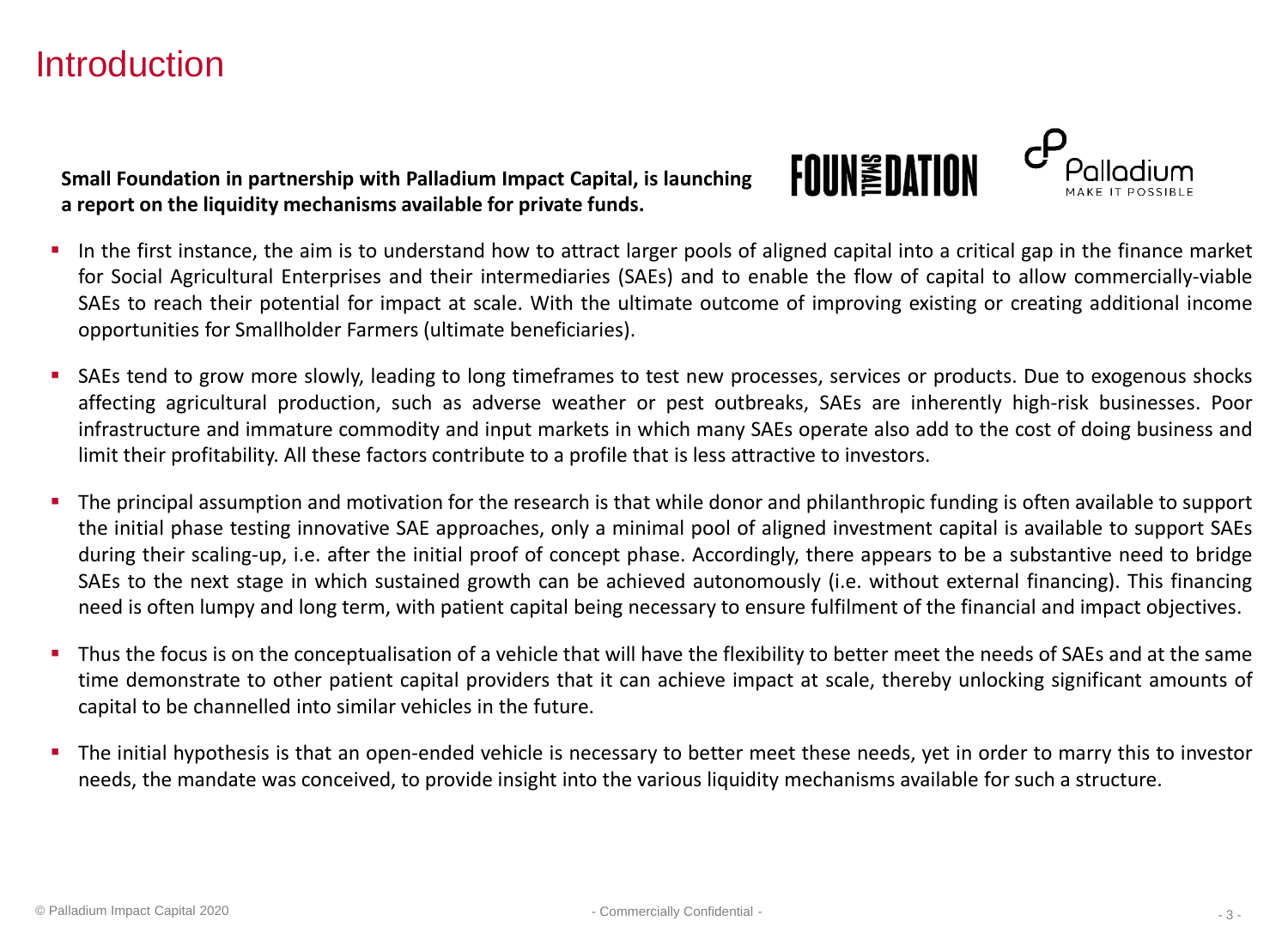# Introduction

**Small Foundation in partnership with Palladium Impact Capital, is launching a report on the liquidity mechanisms available for private funds.**

- In the first instance, the aim is to understand how to attract larger pools of aligned capital into a critical gap in the finance market for Social Agricultural Enterprises and their intermediaries (SAEs) and to enable the flow of capital to allow commercially-viable SAEs to reach their potential for impact at scale. With the ultimate outcome of improving existing or creating additional income opportunities for Smallholder Farmers (ultimate beneficiaries).
- SAEs tend to grow more slowly, leading to long timeframes to test new processes, services or products. Due to exogenous shocks affecting agricultural production, such as adverse weather or pest outbreaks, SAEs are inherently high-risk businesses. Poor infrastructure and immature commodity and input markets in which many SAEs operate also add to the cost of doing business and limit their profitability. All these factors contribute to a profile that is less attractive to investors.
- The principal assumption and motivation for the research is that while donor and philanthropic funding is often available to support the initial phase testing innovative SAE approaches, only a minimal pool of aligned investment capital is available to support SAEs during their scaling-up, i.e. after the initial proof of concept phase. Accordingly, there appears to be a substantive need to bridge SAEs to the next stage in which sustained growth can be achieved autonomously (i.e. without external financing). This financing need is often lumpy and long term, with patient capital being necessary to ensure fulfilment of the financial and impact objectives.
- Thus the focus is on the conceptualisation of a vehicle that will have the flexibility to better meet the needs of SAEs and at the same time demonstrate to other patient capital providers that it can achieve impact at scale, thereby unlocking significant amounts of capital to be channelled into similar vehicles in the future.
- The initial hypothesis is that an open-ended vehicle is necessary to better meet these needs, yet in order to marry this to investor needs, the mandate was conceived, to provide insight into the various liquidity mechanisms available for such a structure.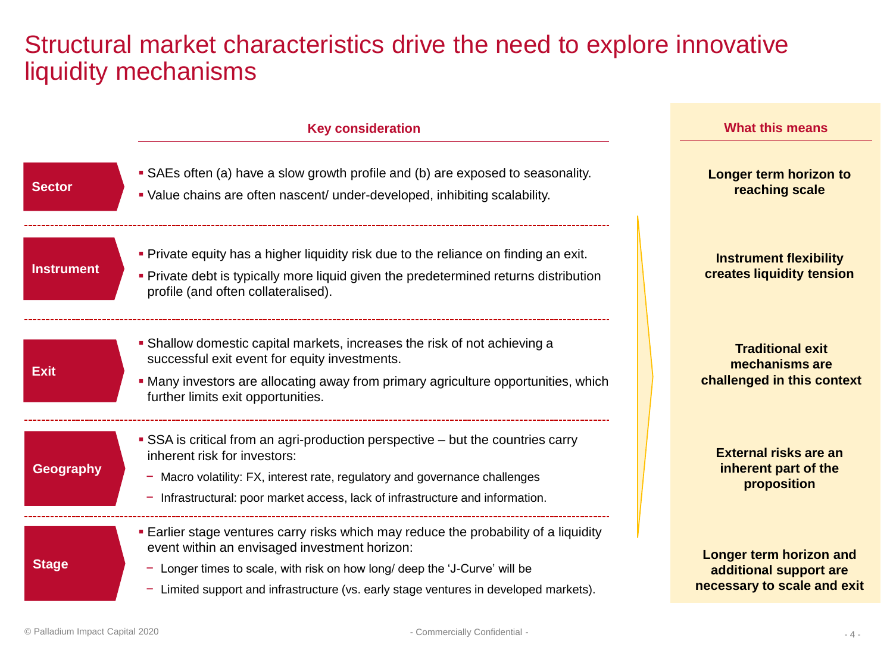# Structural market characteristics drive the need to explore innovative liquidity mechanisms

| | Key consideration | What this means |
|---|---|---|
| **Sector** | ▪ SAEs often (a) have a slow growth profile and (b) are exposed to seasonality.<br>▪ Value chains are often nascent/ under-developed, inhibiting scalability. | **Longer term horizon to reaching scale** |
| **Instrument** | ▪ Private equity has a higher liquidity risk due to the reliance on finding an exit.<br>▪ Private debt is typically more liquid given the predetermined returns distribution profile (and often collateralised). | **Instrument flexibility creates liquidity tension** |
| **Exit** | ▪ Shallow domestic capital markets, increases the risk of not achieving a successful exit event for equity investments.<br>▪ Many investors are allocating away from primary agriculture opportunities, which further limits exit opportunities. | **Traditional exit mechanisms are challenged in this context** |
| **Geography** | ▪ SSA is critical from an agri-production perspective – but the countries carry inherent risk for investors:<br>− Macro volatility: FX, interest rate, regulatory and governance challenges<br>− Infrastructural: poor market access, lack of infrastructure and information. | **External risks are an inherent part of the proposition** |
| **Stage** | ▪ Earlier stage ventures carry risks which may reduce the probability of a liquidity event within an envisaged investment horizon:<br>− Longer times to scale, with risk on how long/ deep the 'J-Curve' will be<br>− Limited support and infrastructure (vs. early stage ventures in developed markets). | **Longer term horizon and additional support are necessary to scale and exit** |

© Palladium Impact Capital 2020

- Commercially Confidential -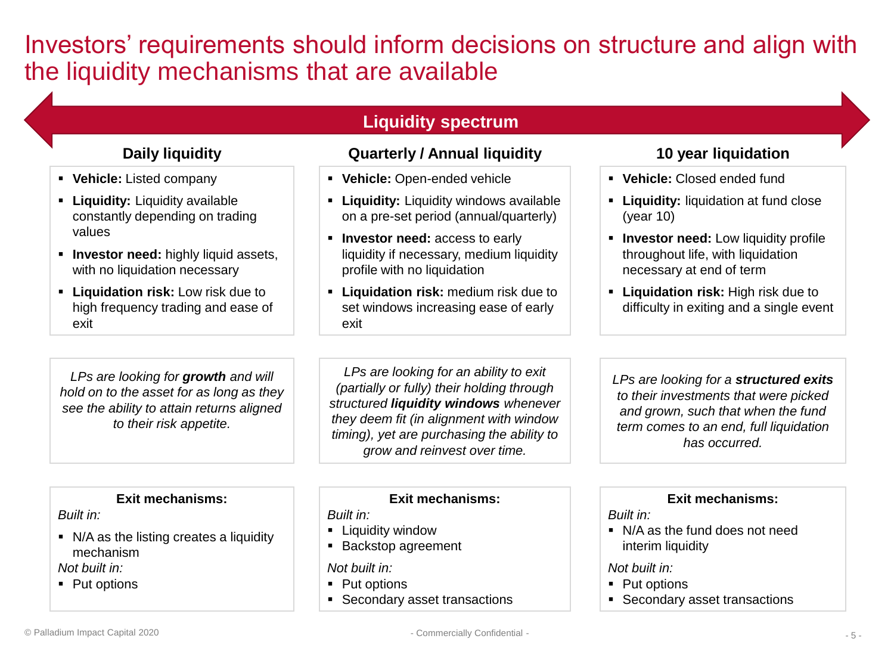# Investors' requirements should inform decisions on structure and align with the liquidity mechanisms that are available

**Liquidity spectrum**

## Daily liquidity

- **Vehicle:** Listed company
- **Liquidity:** Liquidity available constantly depending on trading values
- **Investor need:** highly liquid assets, with no liquidation necessary
- **Liquidation risk:** Low risk due to high frequency trading and ease of exit

*LPs are looking for **growth** and will hold on to the asset for as long as they see the ability to attain returns aligned to their risk appetite.*

**Exit mechanisms:**

*Built in:*

- N/A as the listing creates a liquidity mechanism

*Not built in:*

- Put options

## Quarterly / Annual liquidity

- **Vehicle:** Open-ended vehicle
- **Liquidity:** Liquidity windows available on a pre-set period (annual/quarterly)
- **Investor need:** access to early liquidity if necessary, medium liquidity profile with no liquidation
- **Liquidation risk:** medium risk due to set windows increasing ease of early exit

*LPs are looking for an ability to exit (partially or fully) their holding through structured **liquidity windows** whenever they deem fit (in alignment with window timing), yet are purchasing the ability to grow and reinvest over time.*

**Exit mechanisms:**

*Built in:*

- Liquidity window
- Backstop agreement

*Not built in:*

- Put options
- Secondary asset transactions

## 10 year liquidation

- **Vehicle:** Closed ended fund
- **Liquidity:** liquidation at fund close (year 10)
- **Investor need:** Low liquidity profile throughout life, with liquidation necessary at end of term
- **Liquidation risk:** High risk due to difficulty in exiting and a single event

*LPs are looking for a **structured exits** to their investments that were picked and grown, such that when the fund term comes to an end, full liquidation has occurred.*

**Exit mechanisms:**

*Built in:*

- N/A as the fund does not need interim liquidity

*Not built in:*

- Put options
- Secondary asset transactions

© Palladium Impact Capital 2020 - Commercially Confidential -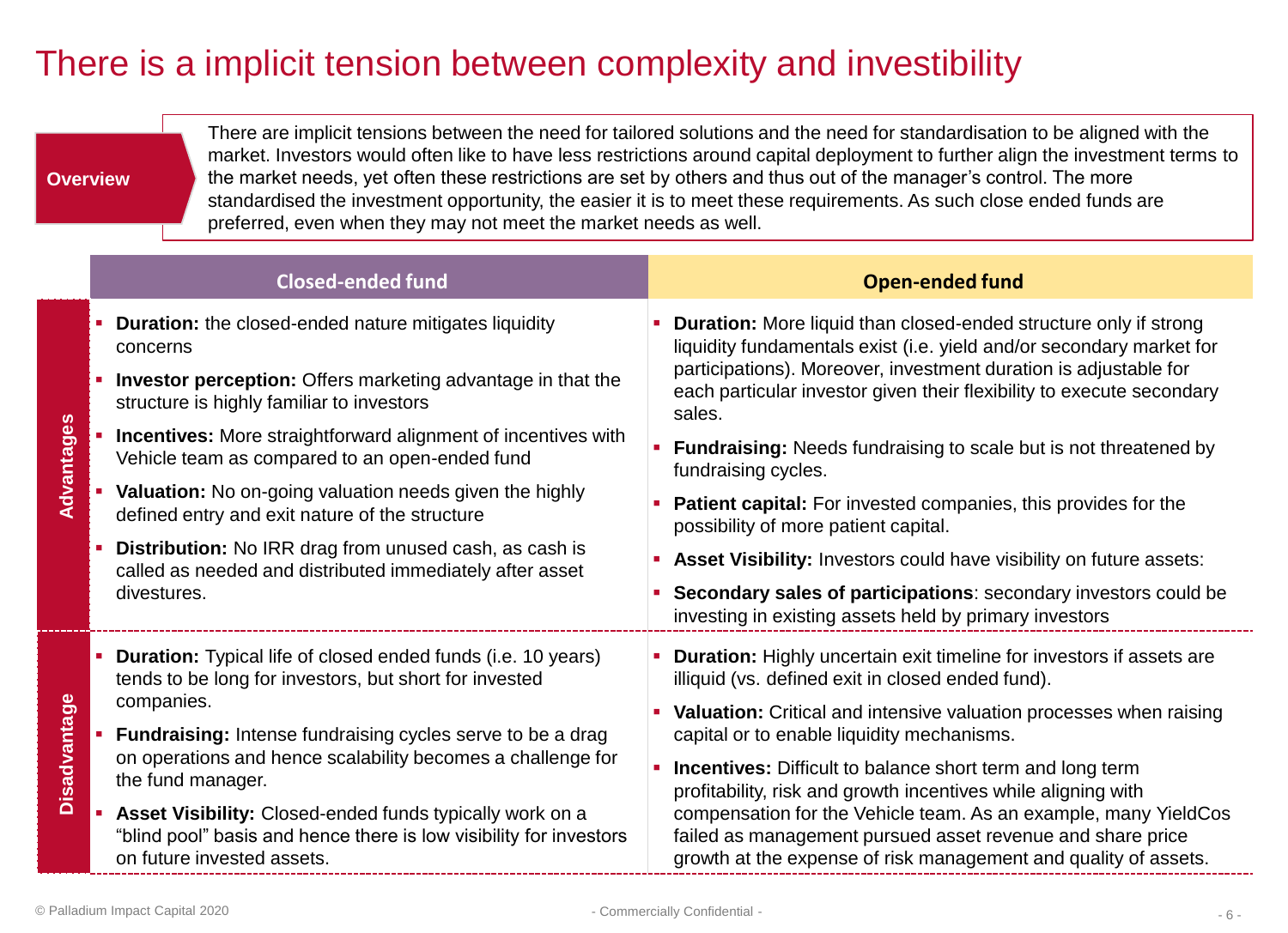# There is a implicit tension between complexity and investibility

**Overview**

There are implicit tensions between the need for tailored solutions and the need for standardisation to be aligned with the market. Investors would often like to have less restrictions around capital deployment to further align the investment terms to the market needs, yet often these restrictions are set by others and thus out of the manager's control. The more standardised the investment opportunity, the easier it is to meet these requirements. As such close ended funds are preferred, even when they may not meet the market needs as well.

| | Closed-ended fund | Open-ended fund |
|---|---|---|
| **Advantages** | ▪ **Duration:** the closed-ended nature mitigates liquidity concerns<br>▪ **Investor perception:** Offers marketing advantage in that the structure is highly familiar to investors<br>▪ **Incentives:** More straightforward alignment of incentives with Vehicle team as compared to an open-ended fund<br>▪ **Valuation:** No on-going valuation needs given the highly defined entry and exit nature of the structure<br>▪ **Distribution:** No IRR drag from unused cash, as cash is called as needed and distributed immediately after asset divestures. | ▪ **Duration:** More liquid than closed-ended structure only if strong liquidity fundamentals exist (i.e. yield and/or secondary market for participations). Moreover, investment duration is adjustable for each particular investor given their flexibility to execute secondary sales.<br>▪ **Fundraising:** Needs fundraising to scale but is not threatened by fundraising cycles.<br>▪ **Patient capital:** For invested companies, this provides for the possibility of more patient capital.<br>▪ **Asset Visibility:** Investors could have visibility on future assets:<br>▪ **Secondary sales of participations**: secondary investors could be investing in existing assets held by primary investors |
| **Disadvantage** | ▪ **Duration:** Typical life of closed ended funds (i.e. 10 years) tends to be long for investors, but short for invested companies.<br>▪ **Fundraising:** Intense fundraising cycles serve to be a drag on operations and hence scalability becomes a challenge for the fund manager.<br>▪ **Asset Visibility:** Closed-ended funds typically work on a "blind pool" basis and hence there is low visibility for investors on future invested assets. | ▪ **Duration:** Highly uncertain exit timeline for investors if assets are illiquid (vs. defined exit in closed ended fund).<br>▪ **Valuation:** Critical and intensive valuation processes when raising capital or to enable liquidity mechanisms.<br>▪ **Incentives:** Difficult to balance short term and long term profitability, risk and growth incentives while aligning with compensation for the Vehicle team. As an example, many YieldCos failed as management pursued asset revenue and share price growth at the expense of risk management and quality of assets. |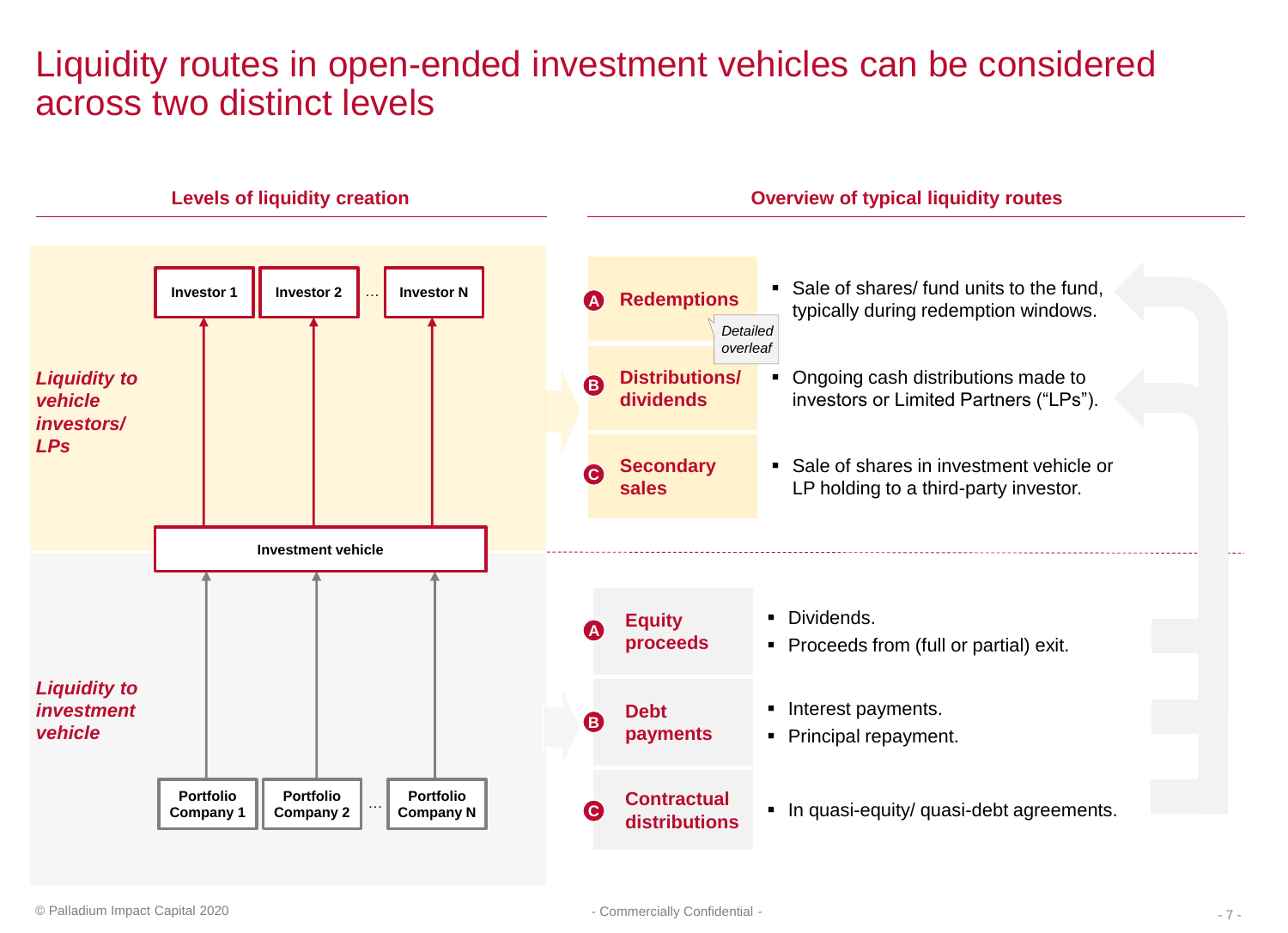# Liquidity routes in open-ended investment vehicles can be considered across two distinct levels

## Levels of liquidity creation

*Liquidity to vehicle investors/ LPs*

Investor 1 | Investor 2 | … | Investor N

Investment vehicle

*Liquidity to investment vehicle*

Portfolio Company 1 | Portfolio Company 2 | … | Portfolio Company N

## Overview of typical liquidity routes

**Liquidity to vehicle investors/ LPs**

| | Route | Description |
|---|---|---|
| A | **Redemptions** (*Detailed overleaf*) | Sale of shares/ fund units to the fund, typically during redemption windows. |
| B | **Distributions/ dividends** | Ongoing cash distributions made to investors or Limited Partners ("LPs"). |
| C | **Secondary sales** | Sale of shares in investment vehicle or LP holding to a third-party investor. |

**Liquidity to investment vehicle**

| | Route | Description |
|---|---|---|
| A | **Equity proceeds** | Dividends.<br>Proceeds from (full or partial) exit. |
| B | **Debt payments** | Interest payments.<br>Principal repayment. |
| C | **Contractual distributions** | In quasi-equity/ quasi-debt agreements. |

© Palladium Impact Capital 2020

- Commercially Confidential -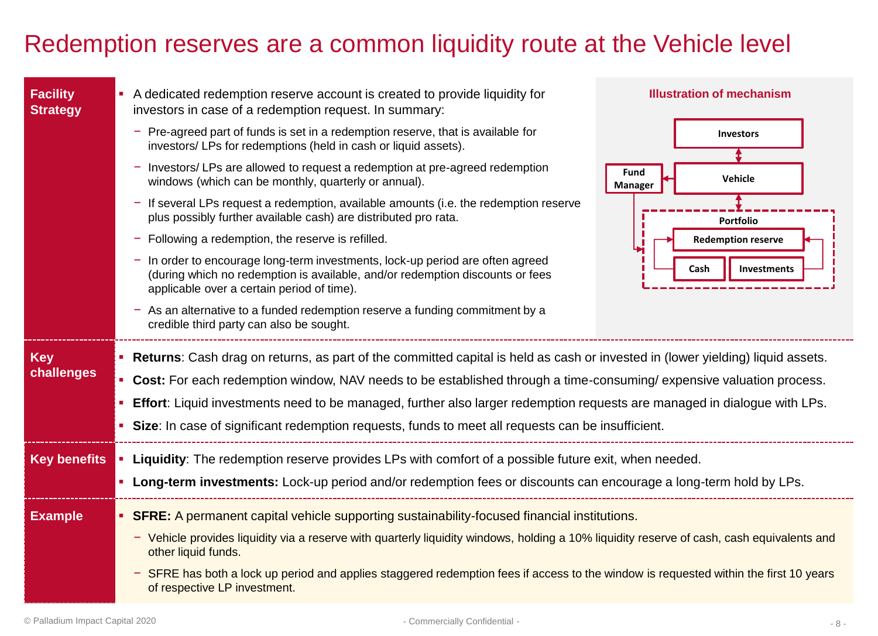# Redemption reserves are a common liquidity route at the Vehicle level

## Facility Strategy

- A dedicated redemption reserve account is created to provide liquidity for investors in case of a redemption request. In summary:
  - Pre-agreed part of funds is set in a redemption reserve, that is available for investors/ LPs for redemptions (held in cash or liquid assets).
  - Investors/ LPs are allowed to request a redemption at pre-agreed redemption windows (which can be monthly, quarterly or annual).
  - If several LPs request a redemption, available amounts (i.e. the redemption reserve plus possibly further available cash) are distributed pro rata.
  - Following a redemption, the reserve is refilled.
  - In order to encourage long-term investments, lock-up period are often agreed (during which no redemption is available, and/or redemption discounts or fees applicable over a certain period of time).
  - As an alternative to a funded redemption reserve a funding commitment by a credible third party can also be sought.

**Illustration of mechanism**

Investors ↕ Vehicle ← Fund Manager

Vehicle ↕ Portfolio (Redemption reserve; Cash; Investments)

## Key challenges

- **Returns**: Cash drag on returns, as part of the committed capital is held as cash or invested in (lower yielding) liquid assets.
- **Cost:** For each redemption window, NAV needs to be established through a time-consuming/ expensive valuation process.
- **Effort**: Liquid investments need to be managed, further also larger redemption requests are managed in dialogue with LPs.
- **Size**: In case of significant redemption requests, funds to meet all requests can be insufficient.

## Key benefits

- **Liquidity**: The redemption reserve provides LPs with comfort of a possible future exit, when needed.
- **Long-term investments:** Lock-up period and/or redemption fees or discounts can encourage a long-term hold by LPs.

## Example

- **SFRE:** A permanent capital vehicle supporting sustainability-focused financial institutions.
  - Vehicle provides liquidity via a reserve with quarterly liquidity windows, holding a 10% liquidity reserve of cash, cash equivalents and other liquid funds.
  - SFRE has both a lock up period and applies staggered redemption fees if access to the window is requested within the first 10 years of respective LP investment.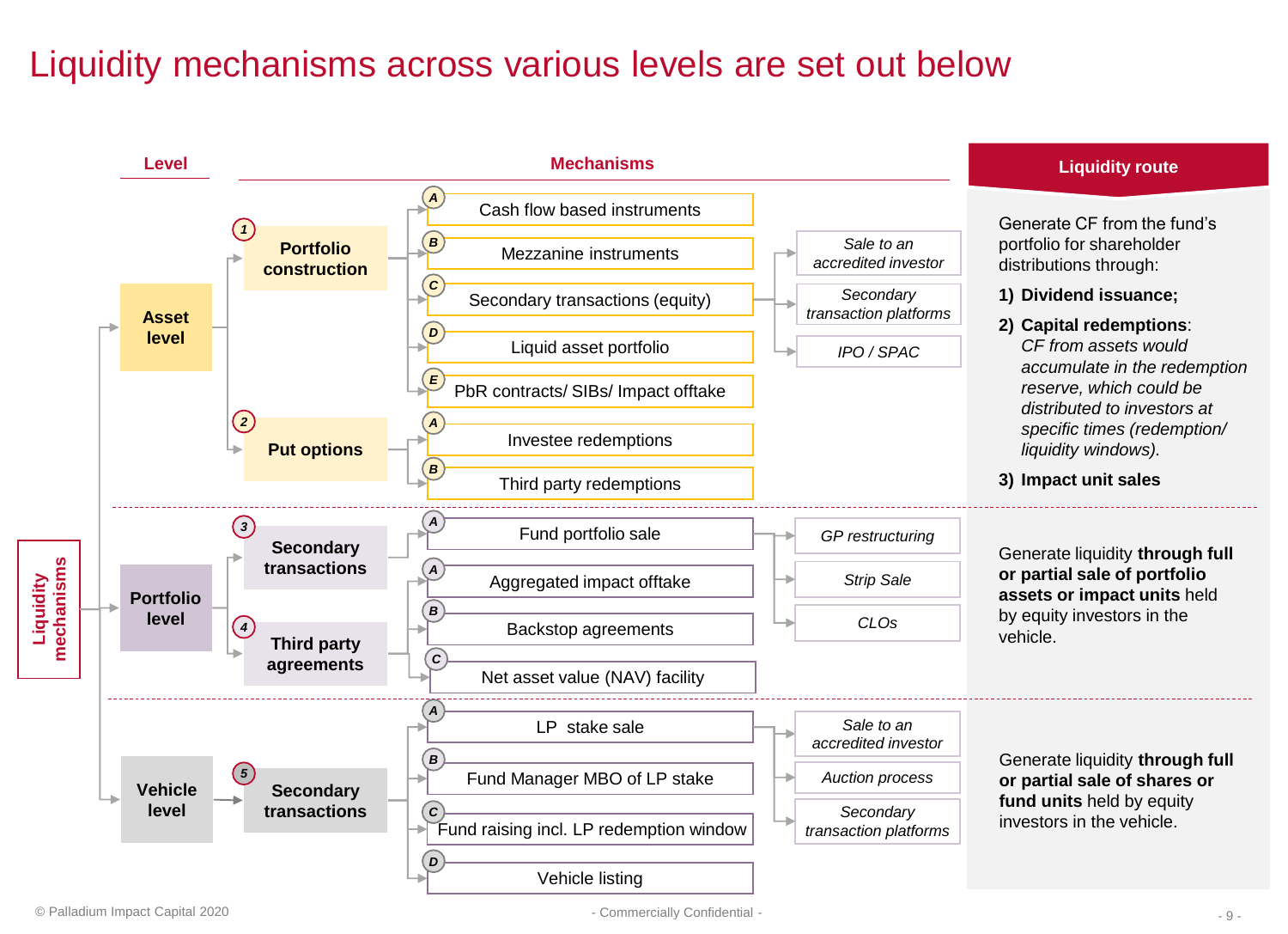# Liquidity mechanisms across various levels are set out below

**Liquidity mechanisms**

| Level | Mechanisms | | Liquidity route |
|---|---|---|---|
| **Asset level** | **1 Portfolio construction**<br>A. Cash flow based instruments<br>B. Mezzanine instruments<br>C. Secondary transactions (equity)<br>D. Liquid asset portfolio<br>E. PbR contracts/ SIBs/ Impact offtake<br><br>**2 Put options**<br>A. Investee redemptions<br>B. Third party redemptions | Secondary transactions (equity) via:<br>*Sale to an accredited investor*<br>*Secondary transaction platforms*<br>*IPO / SPAC* | Generate CF from the fund's portfolio for shareholder distributions through:<br>**1) Dividend issuance;**<br>**2) Capital redemptions**: *CF from assets would accumulate in the redemption reserve, which could be distributed to investors at specific times (redemption/ liquidity windows).*<br>**3) Impact unit sales** |
| **Portfolio level** | **3 Secondary transactions**<br>A. Fund portfolio sale<br><br>**4 Third party agreements**<br>A. Aggregated impact offtake<br>B. Backstop agreements<br>C. Net asset value (NAV) facility | Fund portfolio sale via:<br>*GP restructuring*<br>*Strip Sale*<br>*CLOs* | Generate liquidity **through full or partial sale of portfolio assets or impact units** held by equity investors in the vehicle. |
| **Vehicle level** | **5 Secondary transactions**<br>A. LP stake sale<br>B. Fund Manager MBO of LP stake<br>C. Fund raising incl. LP redemption window<br>D. Vehicle listing | LP stake sale via:<br>*Sale to an accredited investor*<br>*Auction process*<br>*Secondary transaction platforms* | Generate liquidity **through full or partial sale of shares or fund units** held by equity investors in the vehicle. |

© Palladium Impact Capital 2020 - Commercially Confidential -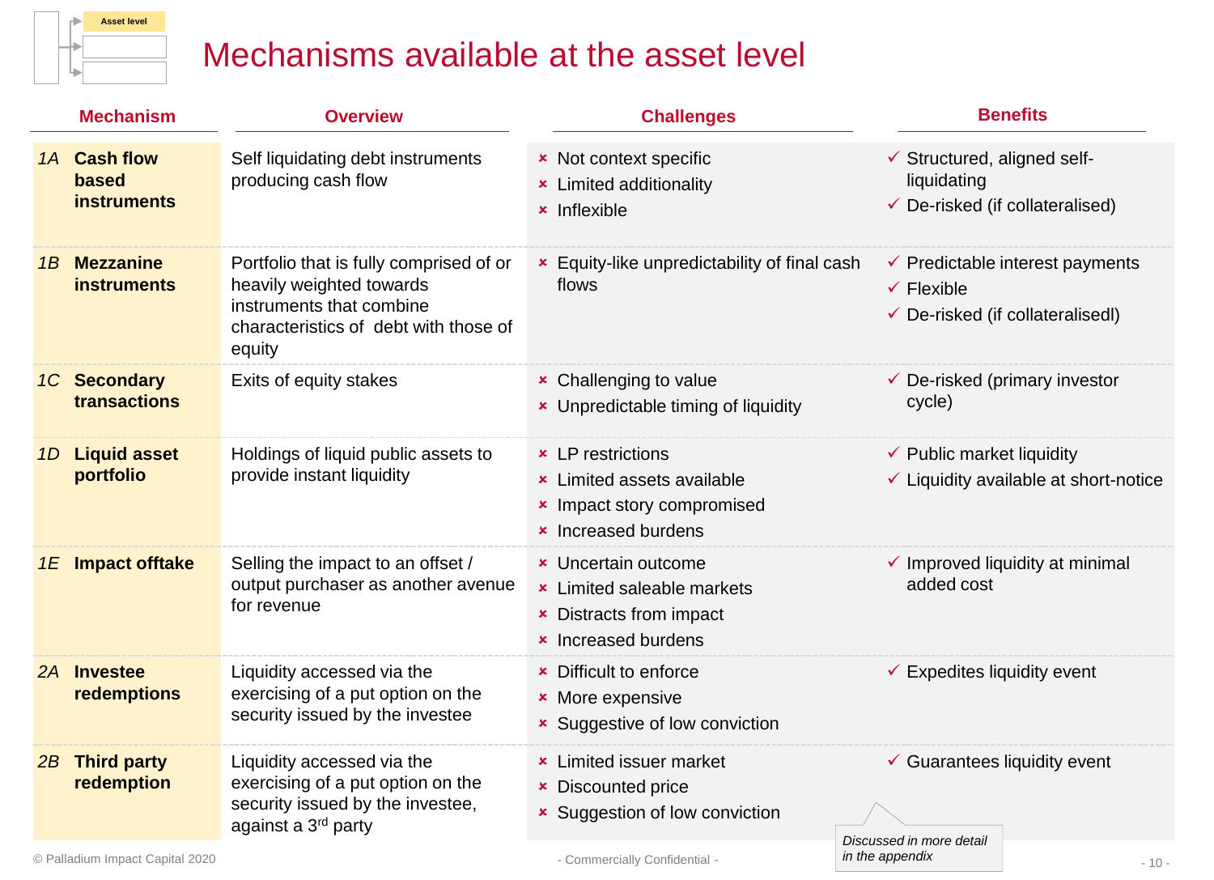Asset level

# Mechanisms available at the asset level

| Mechanism | Overview | Challenges | Benefits |
|---|---|---|---|
| *1A* **Cash flow based instruments** | Self liquidating debt instruments producing cash flow | × Not context specific<br>× Limited additionality<br>× Inflexible | ✓ Structured, aligned self-liquidating<br>✓ De-risked (if collateralised) |
| *1B* **Mezzanine instruments** | Portfolio that is fully comprised of or heavily weighted towards instruments that combine characteristics of debt with those of equity | × Equity-like unpredictability of final cash flows | ✓ Predictable interest payments<br>✓ Flexible<br>✓ De-risked (if collateralisedl) |
| *1C* **Secondary transactions** | Exits of equity stakes | × Challenging to value<br>× Unpredictable timing of liquidity | ✓ De-risked (primary investor cycle) |
| *1D* **Liquid asset portfolio** | Holdings of liquid public assets to provide instant liquidity | × LP restrictions<br>× Limited assets available<br>× Impact story compromised<br>× Increased burdens | ✓ Public market liquidity<br>✓ Liquidity available at short-notice |
| *1E* **Impact offtake** | Selling the impact to an offset / output purchaser as another avenue for revenue | × Uncertain outcome<br>× Limited saleable markets<br>× Distracts from impact<br>× Increased burdens | ✓ Improved liquidity at minimal added cost |
| *2A* **Investee redemptions** | Liquidity accessed via the exercising of a put option on the security issued by the investee | × Difficult to enforce<br>× More expensive<br>× Suggestive of low conviction | ✓ Expedites liquidity event |
| *2B* **Third party redemption** | Liquidity accessed via the exercising of a put option on the security issued by the investee, against a 3rd party | × Limited issuer market<br>× Discounted price<br>× Suggestion of low conviction | ✓ Guarantees liquidity event |

*Discussed in more detail in the appendix*

© Palladium Impact Capital 2020

- Commercially Confidential -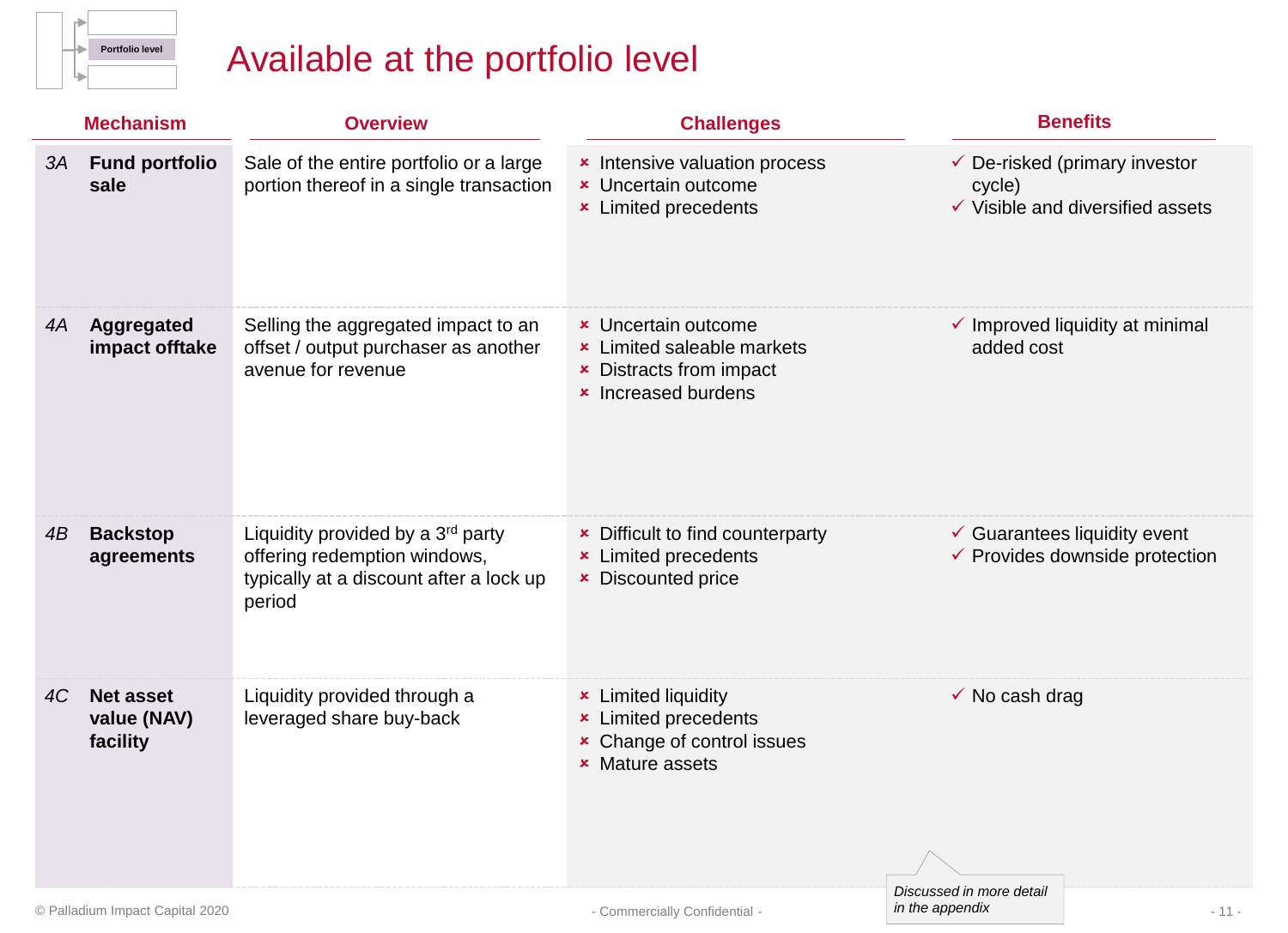# Available at the portfolio level

| Mechanism | | Overview | Challenges | Benefits |
|---|---|---|---|---|
| *3A* | **Fund portfolio sale** | Sale of the entire portfolio or a large portion thereof in a single transaction | × Intensive valuation process<br>× Uncertain outcome<br>× Limited precedents | ✓ De-risked (primary investor cycle)<br>✓ Visible and diversified assets |
| *4A* | **Aggregated impact offtake** | Selling the aggregated impact to an offset / output purchaser as another avenue for revenue | × Uncertain outcome<br>× Limited saleable markets<br>× Distracts from impact<br>× Increased burdens | ✓ Improved liquidity at minimal added cost |
| *4B* | **Backstop agreements** | Liquidity provided by a 3rd party offering redemption windows, typically at a discount after a lock up period | × Difficult to find counterparty<br>× Limited precedents<br>× Discounted price | ✓ Guarantees liquidity event<br>✓ Provides downside protection |
| *4C* | **Net asset value (NAV) facility** | Liquidity provided through a leveraged share buy-back | × Limited liquidity<br>× Limited precedents<br>× Change of control issues<br>× Mature assets | ✓ No cash drag |

*Discussed in more detail in the appendix*

© Palladium Impact Capital 2020

- Commercially Confidential -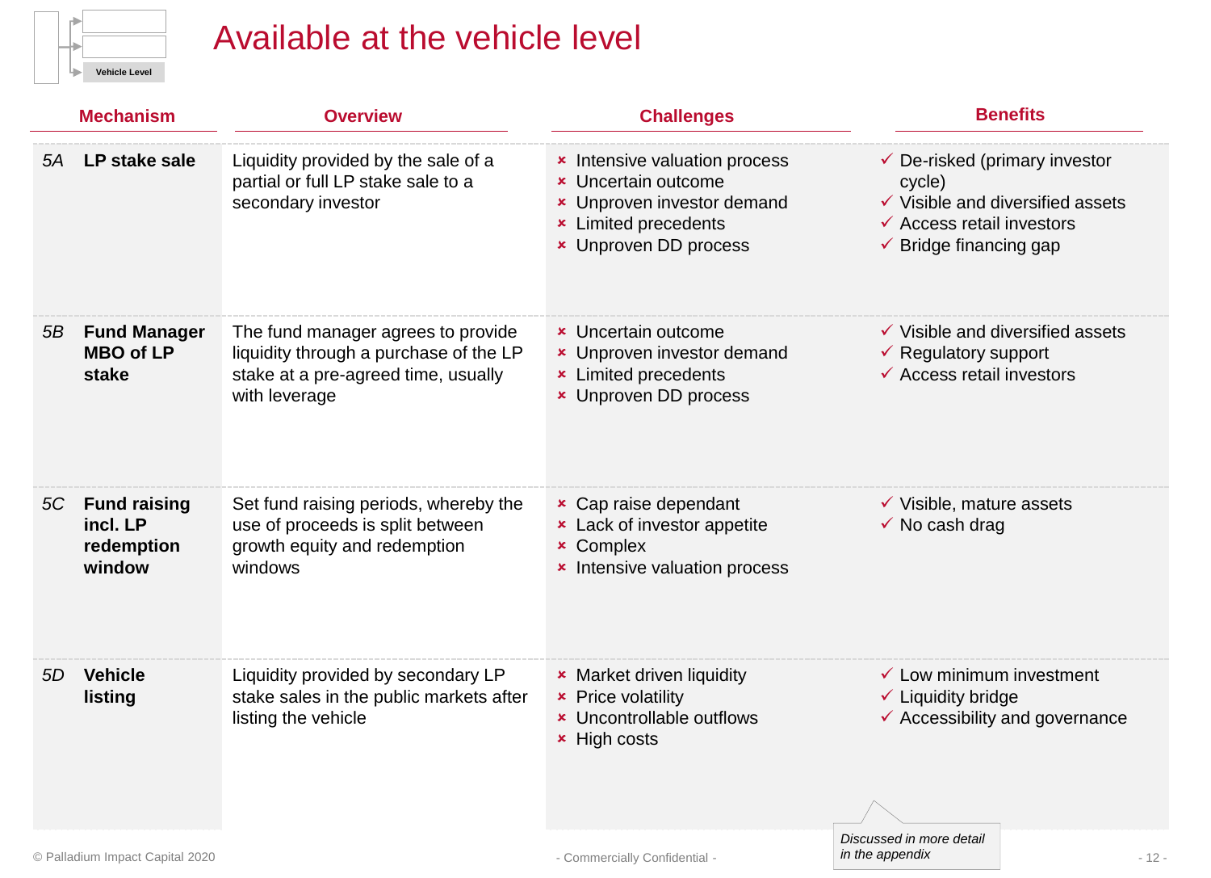# Available at the vehicle level

Vehicle Level

| Mechanism | | Overview | Challenges | Benefits |
|---|---|---|---|---|
| *5A* | **LP stake sale** | Liquidity provided by the sale of a partial or full LP stake sale to a secondary investor | × Intensive valuation process<br>× Uncertain outcome<br>× Unproven investor demand<br>× Limited precedents<br>× Unproven DD process | ✓ De-risked (primary investor cycle)<br>✓ Visible and diversified assets<br>✓ Access retail investors<br>✓ Bridge financing gap |
| *5B* | **Fund Manager MBO of LP stake** | The fund manager agrees to provide liquidity through a purchase of the LP stake at a pre-agreed time, usually with leverage | × Uncertain outcome<br>× Unproven investor demand<br>× Limited precedents<br>× Unproven DD process | ✓ Visible and diversified assets<br>✓ Regulatory support<br>✓ Access retail investors |
| *5C* | **Fund raising incl. LP redemption window** | Set fund raising periods, whereby the use of proceeds is split between growth equity and redemption windows | × Cap raise dependant<br>× Lack of investor appetite<br>× Complex<br>× Intensive valuation process | ✓ Visible, mature assets<br>✓ No cash drag |
| *5D* | **Vehicle listing** | Liquidity provided by secondary LP stake sales in the public markets after listing the vehicle | × Market driven liquidity<br>× Price volatility<br>× Uncontrollable outflows<br>× High costs | ✓ Low minimum investment<br>✓ Liquidity bridge<br>✓ Accessibility and governance |

*Discussed in more detail in the appendix*

© Palladium Impact Capital 2020

- Commercially Confidential -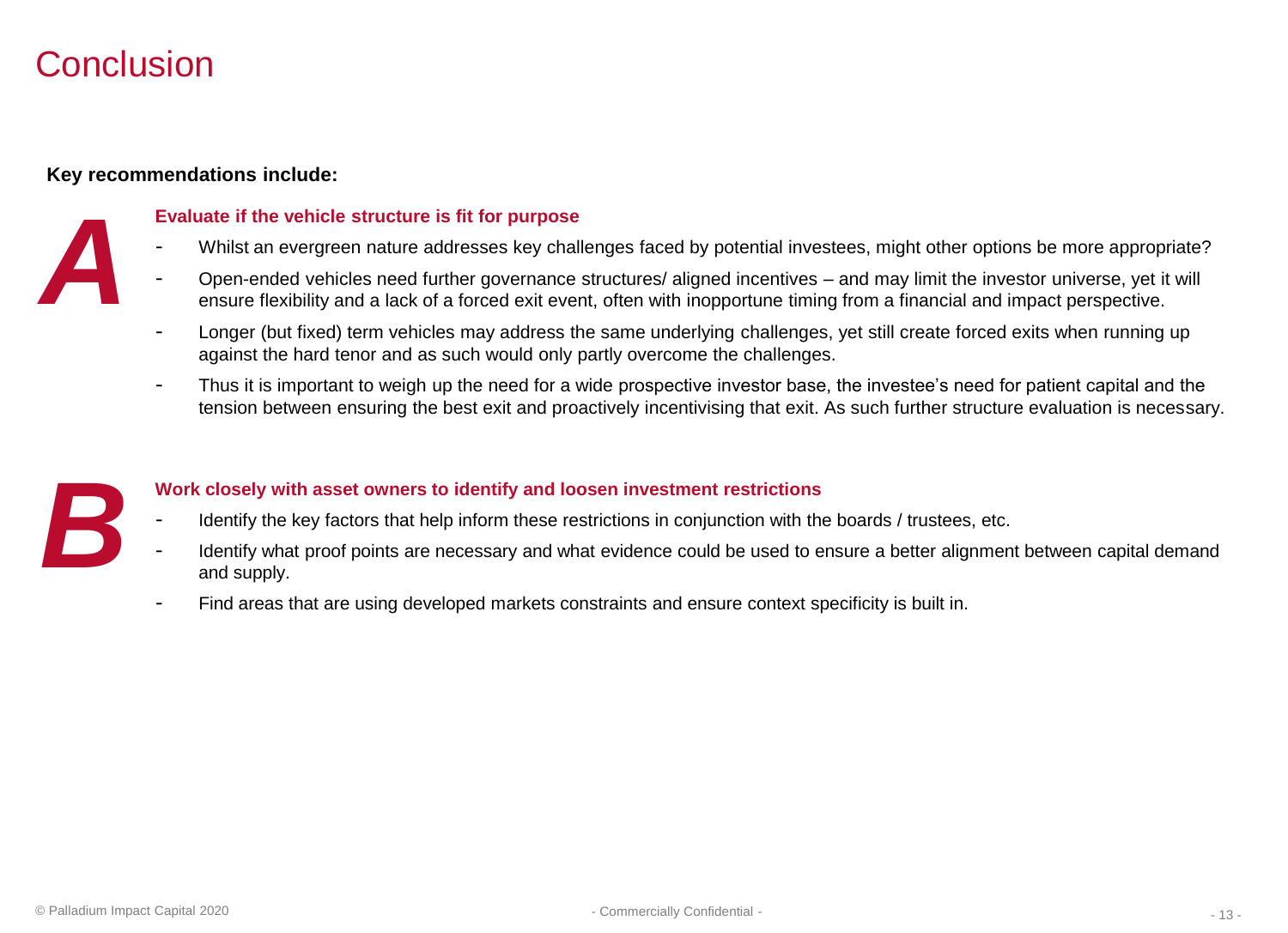# Conclusion

**Key recommendations include:**

***A***

**Evaluate if the vehicle structure is fit for purpose**

- Whilst an evergreen nature addresses key challenges faced by potential investees, might other options be more appropriate?
- Open-ended vehicles need further governance structures/ aligned incentives – and may limit the investor universe, yet it will ensure flexibility and a lack of a forced exit event, often with inopportune timing from a financial and impact perspective.
- Longer (but fixed) term vehicles may address the same underlying challenges, yet still create forced exits when running up against the hard tenor and as such would only partly overcome the challenges.
- Thus it is important to weigh up the need for a wide prospective investor base, the investee's need for patient capital and the tension between ensuring the best exit and proactively incentivising that exit. As such further structure evaluation is necessary.

***B***

**Work closely with asset owners to identify and loosen investment restrictions**

- Identify the key factors that help inform these restrictions in conjunction with the boards / trustees, etc.
- Identify what proof points are necessary and what evidence could be used to ensure a better alignment between capital demand and supply.
- Find areas that are using developed markets constraints and ensure context specificity is built in.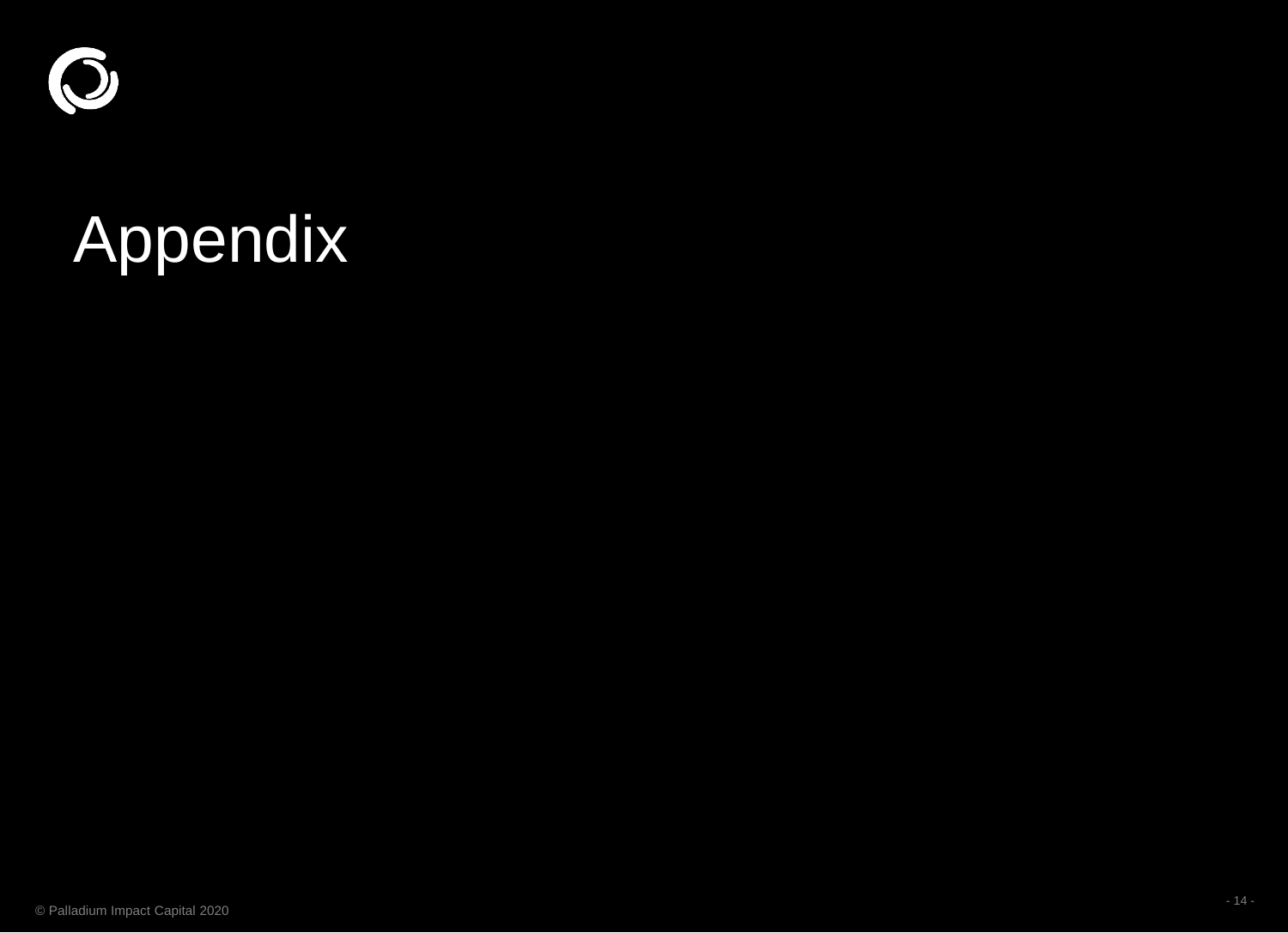# Appendix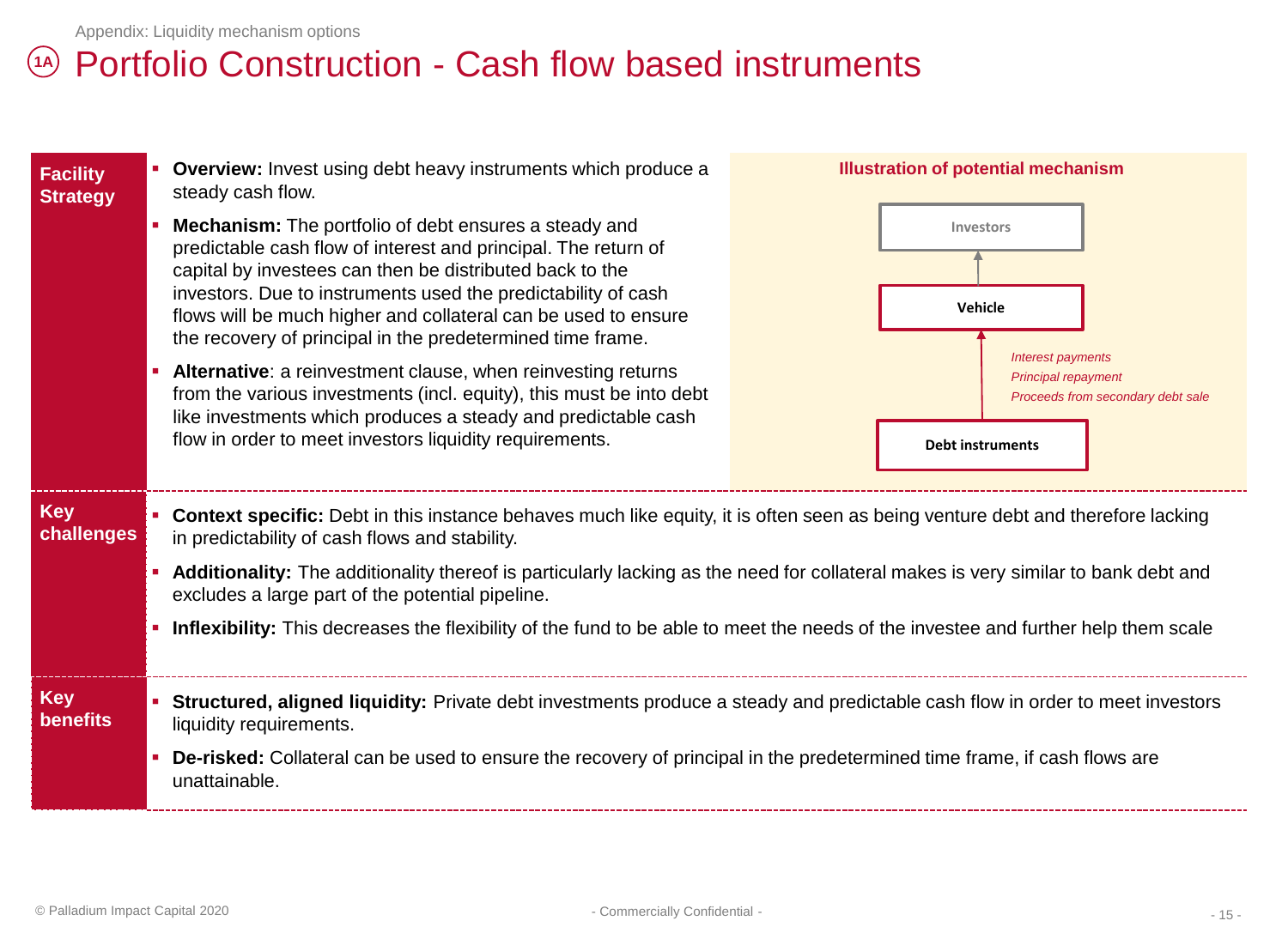Appendix: Liquidity mechanism options

# 1A Portfolio Construction - Cash flow based instruments

## Facility Strategy

- **Overview:** Invest using debt heavy instruments which produce a steady cash flow.
- **Mechanism:** The portfolio of debt ensures a steady and predictable cash flow of interest and principal. The return of capital by investees can then be distributed back to the investors. Due to instruments used the predictability of cash flows will be much higher and collateral can be used to ensure the recovery of principal in the predetermined time frame.
- **Alternative**: a reinvestment clause, when reinvesting returns from the various investments (incl. equity), this must be into debt like investments which produces a steady and predictable cash flow in order to meet investors liquidity requirements.

**Illustration of potential mechanism**

Investors

Vehicle

*Interest payments*
*Principal repayment*
*Proceeds from secondary debt sale*

Debt instruments

## Key challenges

- **Context specific:** Debt in this instance behaves much like equity, it is often seen as being venture debt and therefore lacking in predictability of cash flows and stability.
- **Additionality:** The additionality thereof is particularly lacking as the need for collateral makes is very similar to bank debt and excludes a large part of the potential pipeline.
- **Inflexibility:** This decreases the flexibility of the fund to be able to meet the needs of the investee and further help them scale

## Key benefits

- **Structured, aligned liquidity:** Private debt investments produce a steady and predictable cash flow in order to meet investors liquidity requirements.
- **De-risked:** Collateral can be used to ensure the recovery of principal in the predetermined time frame, if cash flows are unattainable.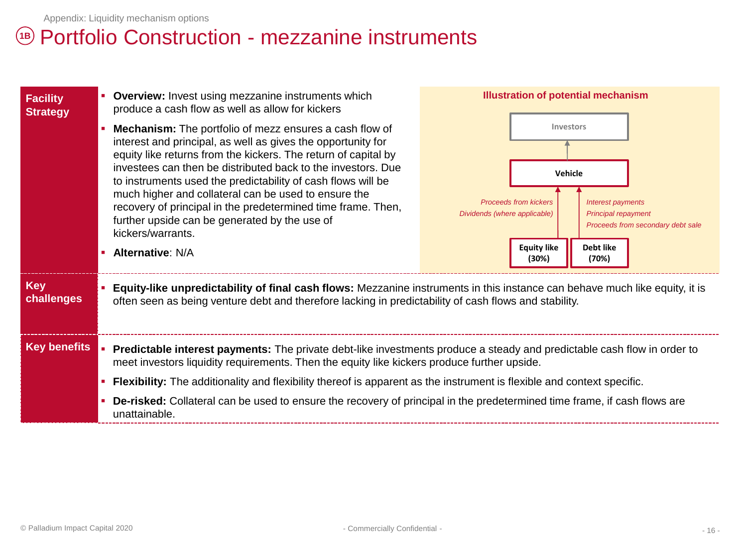Appendix: Liquidity mechanism options

# 1B Portfolio Construction - mezzanine instruments

## Facility Strategy

- **Overview:** Invest using mezzanine instruments which produce a cash flow as well as allow for kickers
- **Mechanism:** The portfolio of mezz ensures a cash flow of interest and principal, as well as gives the opportunity for equity like returns from the kickers. The return of capital by investees can then be distributed back to the investors. Due to instruments used the predictability of cash flows will be much higher and collateral can be used to ensure the recovery of principal in the predetermined time frame. Then, further upside can be generated by the use of kickers/warrants.
- **Alternative**: N/A

**Illustration of potential mechanism**

Investors

Vehicle

*Proceeds from kickers*
*Dividends (where applicable)*

*Interest payments*
*Principal repayment*
*Proceeds from secondary debt sale*

Equity like (30%)

Debt like (70%)

## Key challenges

- **Equity-like unpredictability of final cash flows:** Mezzanine instruments in this instance can behave much like equity, it is often seen as being venture debt and therefore lacking in predictability of cash flows and stability.

## Key benefits

- **Predictable interest payments:** The private debt-like investments produce a steady and predictable cash flow in order to meet investors liquidity requirements. Then the equity like kickers produce further upside.
- **Flexibility:** The additionality and flexibility thereof is apparent as the instrument is flexible and context specific.
- **De-risked:** Collateral can be used to ensure the recovery of principal in the predetermined time frame, if cash flows are unattainable.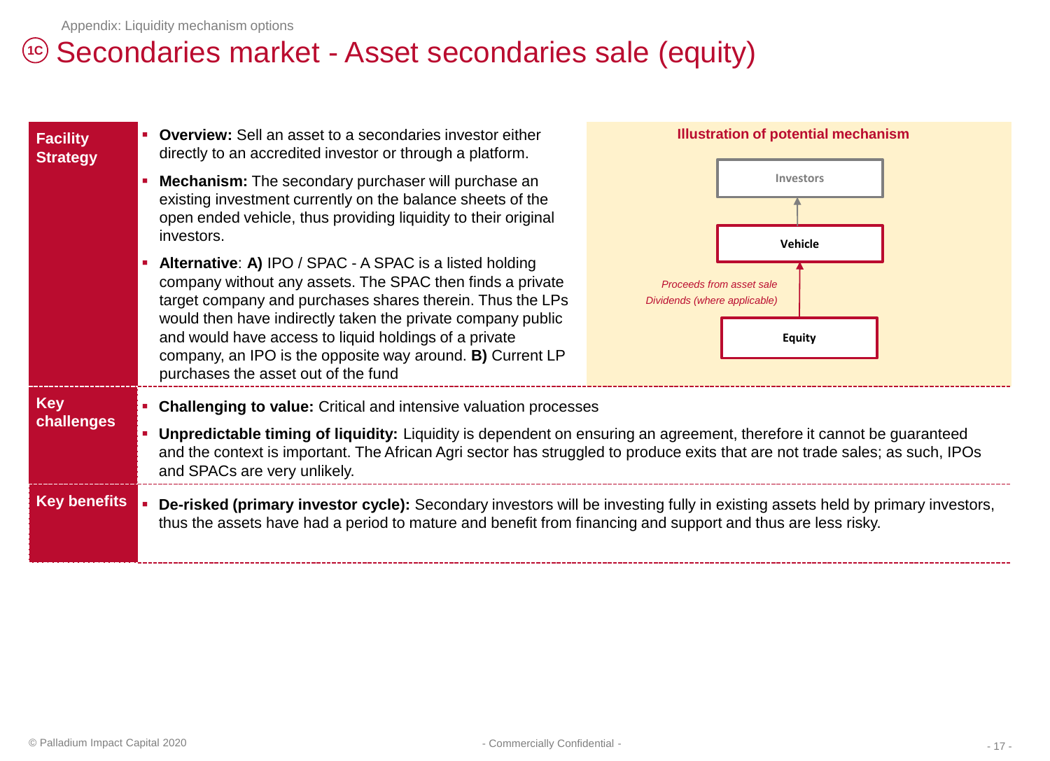Appendix: Liquidity mechanism options

# 1C Secondaries market - Asset secondaries sale (equity)

## Facility Strategy

- **Overview:** Sell an asset to a secondaries investor either directly to an accredited investor or through a platform.
- **Mechanism:** The secondary purchaser will purchase an existing investment currently on the balance sheets of the open ended vehicle, thus providing liquidity to their original investors.
- **Alternative**: **A)** IPO / SPAC - A SPAC is a listed holding company without any assets. The SPAC then finds a private target company and purchases shares therein. Thus the LPs would then have indirectly taken the private company public and would have access to liquid holdings of a private company, an IPO is the opposite way around. **B)** Current LP purchases the asset out of the fund

**Illustration of potential mechanism**

Investors

Vehicle

*Proceeds from asset sale*
*Dividends (where applicable)*

Equity

## Key challenges

- **Challenging to value:** Critical and intensive valuation processes
- **Unpredictable timing of liquidity:** Liquidity is dependent on ensuring an agreement, therefore it cannot be guaranteed and the context is important. The African Agri sector has struggled to produce exits that are not trade sales; as such, IPOs and SPACs are very unlikely.

## Key benefits

- **De-risked (primary investor cycle):** Secondary investors will be investing fully in existing assets held by primary investors, thus the assets have had a period to mature and benefit from financing and support and thus are less risky.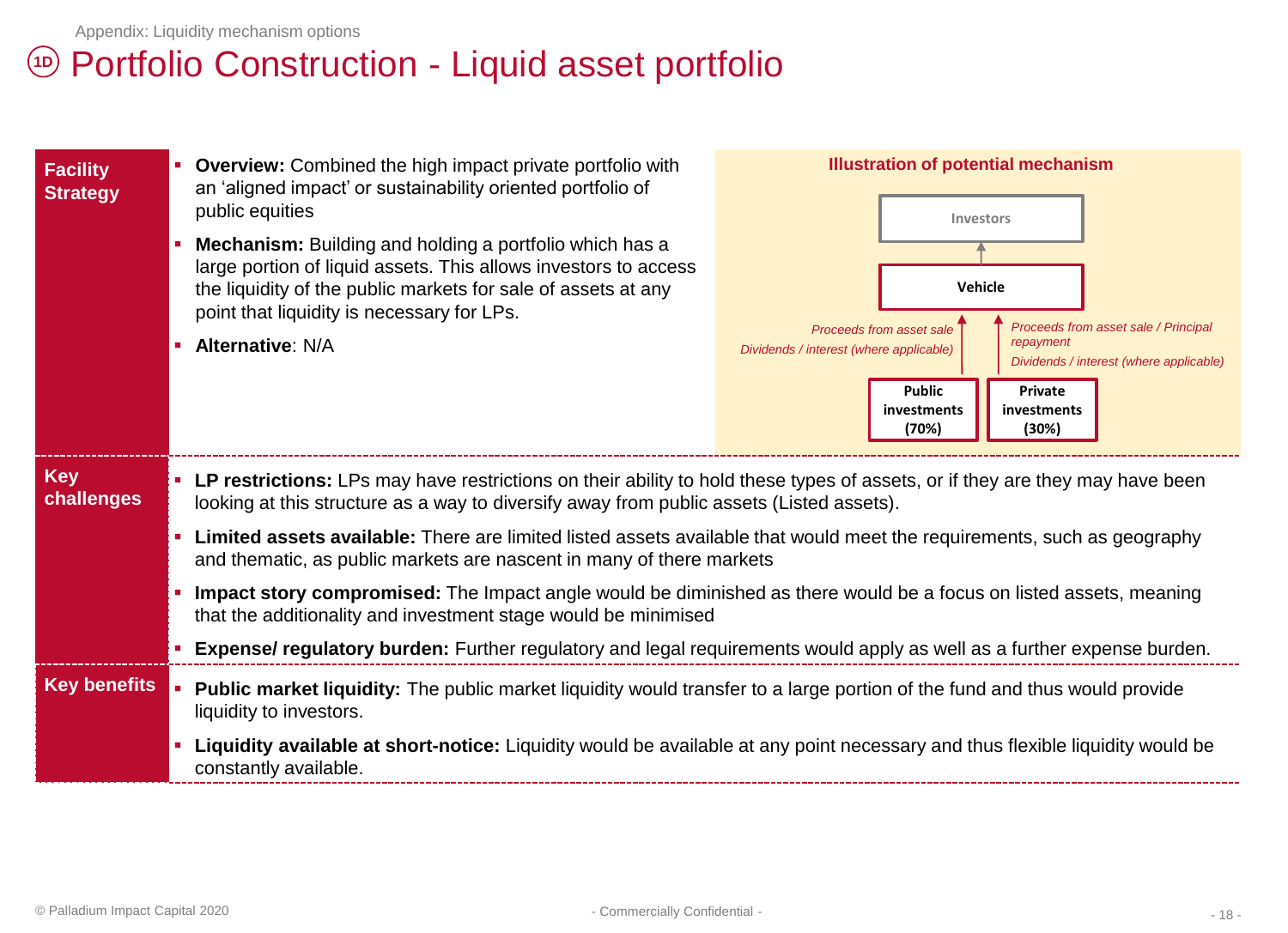Appendix: Liquidity mechanism options

# 1D Portfolio Construction - Liquid asset portfolio

## Facility Strategy

- **Overview:** Combined the high impact private portfolio with an 'aligned impact' or sustainability oriented portfolio of public equities
- **Mechanism:** Building and holding a portfolio which has a large portion of liquid assets. This allows investors to access the liquidity of the public markets for sale of assets at any point that liquidity is necessary for LPs.
- **Alternative**: N/A

**Illustration of potential mechanism**

Investors

Vehicle

*Proceeds from asset sale*
*Dividends / interest (where applicable)*

*Proceeds from asset sale / Principal repayment*
*Dividends / interest (where applicable)*

Public investments (70%)

Private investments (30%)

## Key challenges

- **LP restrictions:** LPs may have restrictions on their ability to hold these types of assets, or if they are they may have been looking at this structure as a way to diversify away from public assets (Listed assets).
- **Limited assets available:** There are limited listed assets available that would meet the requirements, such as geography and thematic, as public markets are nascent in many of there markets
- **Impact story compromised:** The Impact angle would be diminished as there would be a focus on listed assets, meaning that the additionality and investment stage would be minimised
- **Expense/ regulatory burden:** Further regulatory and legal requirements would apply as well as a further expense burden.

## Key benefits

- **Public market liquidity:** The public market liquidity would transfer to a large portion of the fund and thus would provide liquidity to investors.
- **Liquidity available at short-notice:** Liquidity would be available at any point necessary and thus flexible liquidity would be constantly available.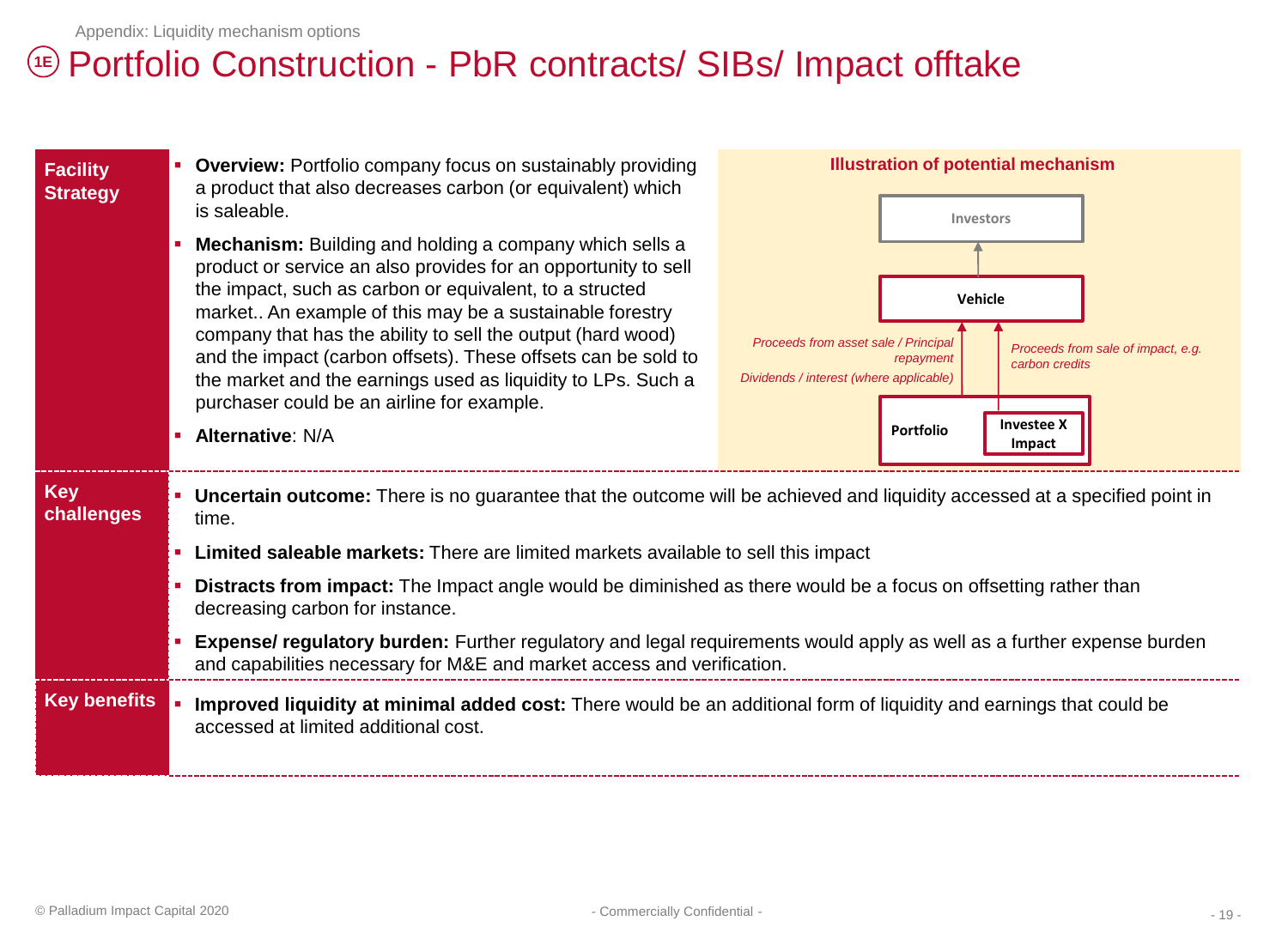Appendix: Liquidity mechanism options

# 1E Portfolio Construction - PbR contracts/ SIBs/ Impact offtake

## Facility Strategy

- **Overview:** Portfolio company focus on sustainably providing a product that also decreases carbon (or equivalent) which is saleable.
- **Mechanism:** Building and holding a company which sells a product or service an also provides for an opportunity to sell the impact, such as carbon or equivalent, to a structed market.. An example of this may be a sustainable forestry company that has the ability to sell the output (hard wood) and the impact (carbon offsets). These offsets can be sold to the market and the earnings used as liquidity to LPs. Such a purchaser could be an airline for example.
- **Alternative**: N/A

**Illustration of potential mechanism**

- Investors
- Vehicle
- Portfolio
- Investee X Impact

*Proceeds from asset sale / Principal repayment*

*Dividends / interest (where applicable)*

*Proceeds from sale of impact, e.g. carbon credits*

## Key challenges

- **Uncertain outcome:** There is no guarantee that the outcome will be achieved and liquidity accessed at a specified point in time.
- **Limited saleable markets:** There are limited markets available to sell this impact
- **Distracts from impact:** The Impact angle would be diminished as there would be a focus on offsetting rather than decreasing carbon for instance.
- **Expense/ regulatory burden:** Further regulatory and legal requirements would apply as well as a further expense burden and capabilities necessary for M&E and market access and verification.

## Key benefits

- **Improved liquidity at minimal added cost:** There would be an additional form of liquidity and earnings that could be accessed at limited additional cost.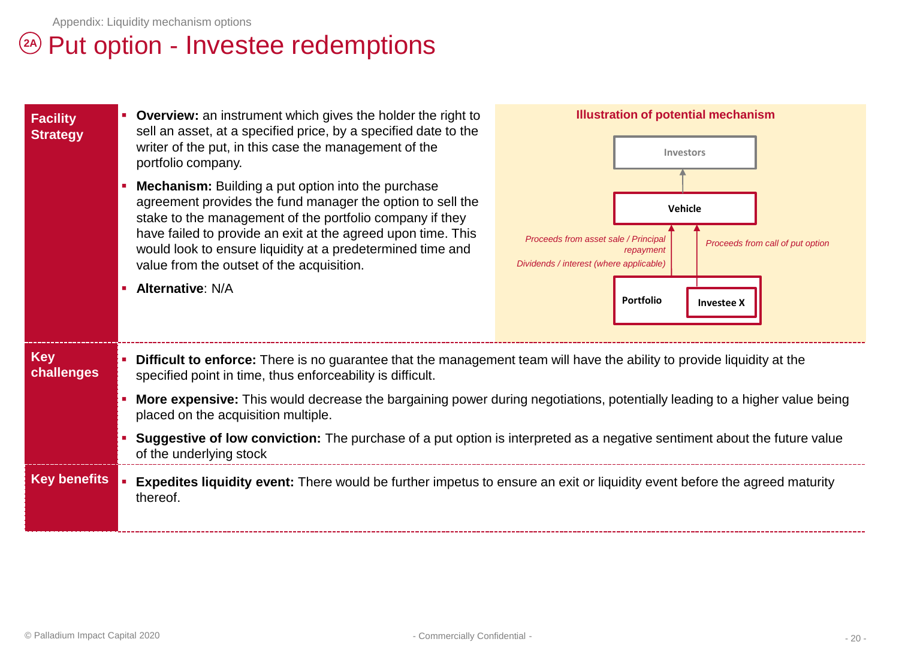Appendix: Liquidity mechanism options

# 2A Put option - Investee redemptions

## Facility Strategy

- **Overview:** an instrument which gives the holder the right to sell an asset, at a specified price, by a specified date to the writer of the put, in this case the management of the portfolio company.
- **Mechanism:** Building a put option into the purchase agreement provides the fund manager the option to sell the stake to the management of the portfolio company if they have failed to provide an exit at the agreed upon time. This would look to ensure liquidity at a predetermined time and value from the outset of the acquisition.
- **Alternative**: N/A

**Illustration of potential mechanism**

Investors

Vehicle

*Proceeds from asset sale / Principal repayment*

*Dividends / interest (where applicable)*

*Proceeds from call of put option*

Portfolio — Investee X

## Key challenges

- **Difficult to enforce:** There is no guarantee that the management team will have the ability to provide liquidity at the specified point in time, thus enforceability is difficult.
- **More expensive:** This would decrease the bargaining power during negotiations, potentially leading to a higher value being placed on the acquisition multiple.
- **Suggestive of low conviction:** The purchase of a put option is interpreted as a negative sentiment about the future value of the underlying stock

## Key benefits

- **Expedites liquidity event:** There would be further impetus to ensure an exit or liquidity event before the agreed maturity thereof.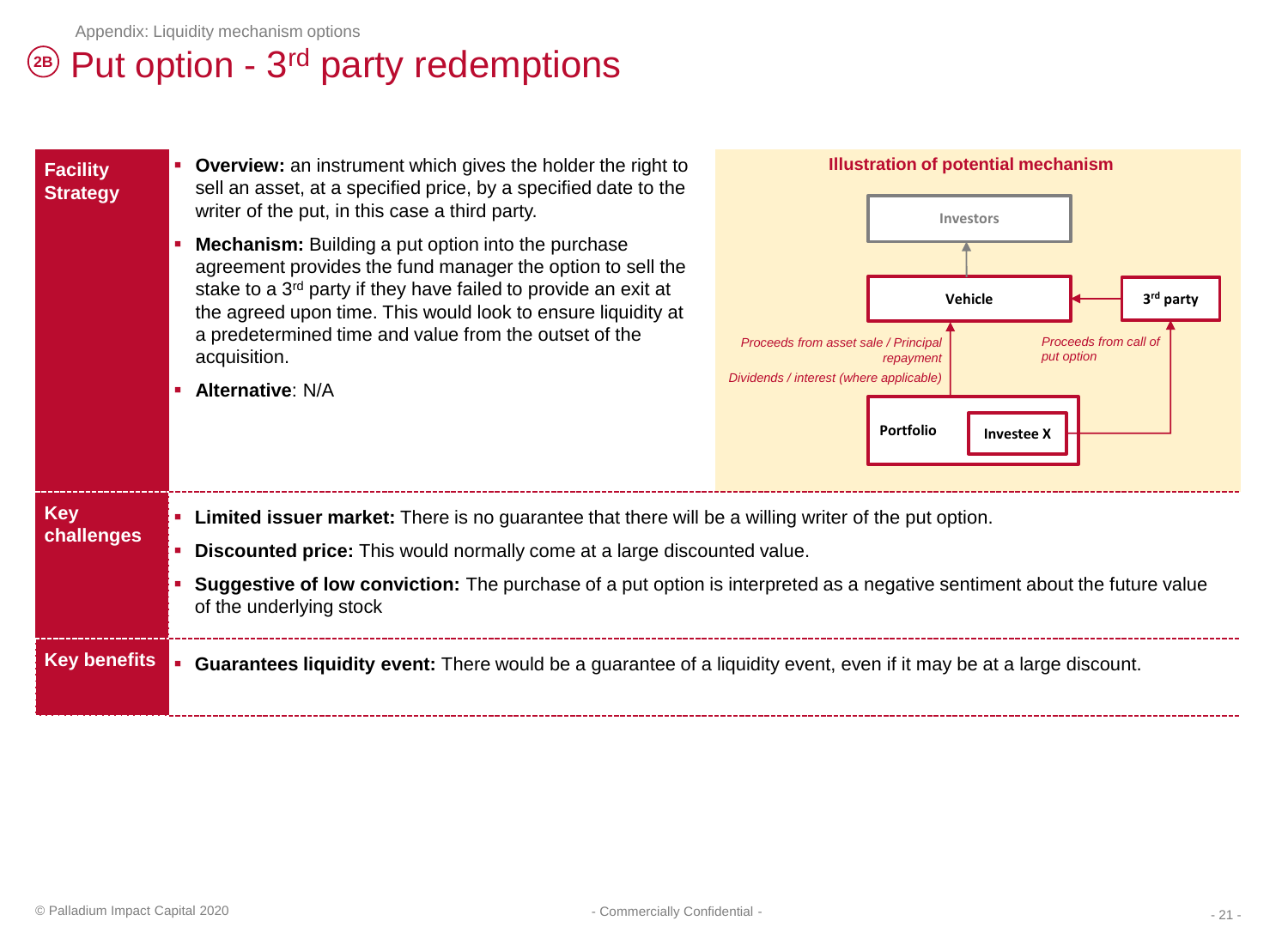Appendix: Liquidity mechanism options

# 2B Put option - 3rd party redemptions

## Facility Strategy

- **Overview:** an instrument which gives the holder the right to sell an asset, at a specified price, by a specified date to the writer of the put, in this case a third party.
- **Mechanism:** Building a put option into the purchase agreement provides the fund manager the option to sell the stake to a 3rd party if they have failed to provide an exit at the agreed upon time. This would look to ensure liquidity at a predetermined time and value from the outset of the acquisition.
- **Alternative**: N/A

**Illustration of potential mechanism**

Investors

Vehicle

3rd party

*Proceeds from asset sale / Principal repayment*

*Dividends / interest (where applicable)*

*Proceeds from call of put option*

Portfolio

Investee X

## Key challenges

- **Limited issuer market:** There is no guarantee that there will be a willing writer of the put option.
- **Discounted price:** This would normally come at a large discounted value.
- **Suggestive of low conviction:** The purchase of a put option is interpreted as a negative sentiment about the future value of the underlying stock

## Key benefits

- **Guarantees liquidity event:** There would be a guarantee of a liquidity event, even if it may be at a large discount.

© Palladium Impact Capital 2020

- Commercially Confidential -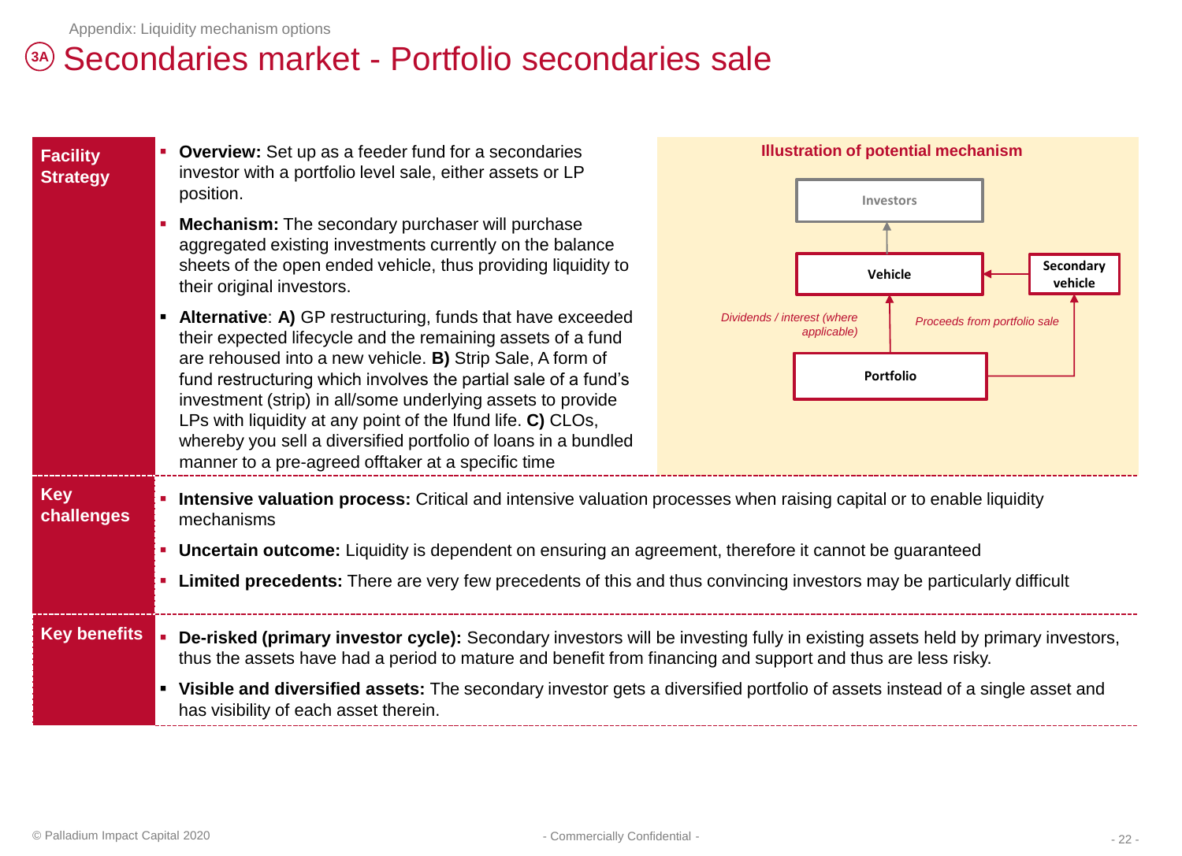Appendix: Liquidity mechanism options

# 3A Secondaries market - Portfolio secondaries sale

## Facility Strategy

- **Overview:** Set up as a feeder fund for a secondaries investor with a portfolio level sale, either assets or LP position.
- **Mechanism:** The secondary purchaser will purchase aggregated existing investments currently on the balance sheets of the open ended vehicle, thus providing liquidity to their original investors.
- **Alternative**: **A)** GP restructuring, funds that have exceeded their expected lifecycle and the remaining assets of a fund are rehoused into a new vehicle. **B)** Strip Sale, A form of fund restructuring which involves the partial sale of a fund's investment (strip) in all/some underlying assets to provide LPs with liquidity at any point of the lfund life. **C)** CLOs, whereby you sell a diversified portfolio of loans in a bundled manner to a pre-agreed offtaker at a specific time

**Illustration of potential mechanism**

Investors

Vehicle

Secondary vehicle

*Dividends / interest (where applicable)*

*Proceeds from portfolio sale*

Portfolio

## Key challenges

- **Intensive valuation process:** Critical and intensive valuation processes when raising capital or to enable liquidity mechanisms
- **Uncertain outcome:** Liquidity is dependent on ensuring an agreement, therefore it cannot be guaranteed
- **Limited precedents:** There are very few precedents of this and thus convincing investors may be particularly difficult

## Key benefits

- **De-risked (primary investor cycle):** Secondary investors will be investing fully in existing assets held by primary investors, thus the assets have had a period to mature and benefit from financing and support and thus are less risky.
- **Visible and diversified assets:** The secondary investor gets a diversified portfolio of assets instead of a single asset and has visibility of each asset therein.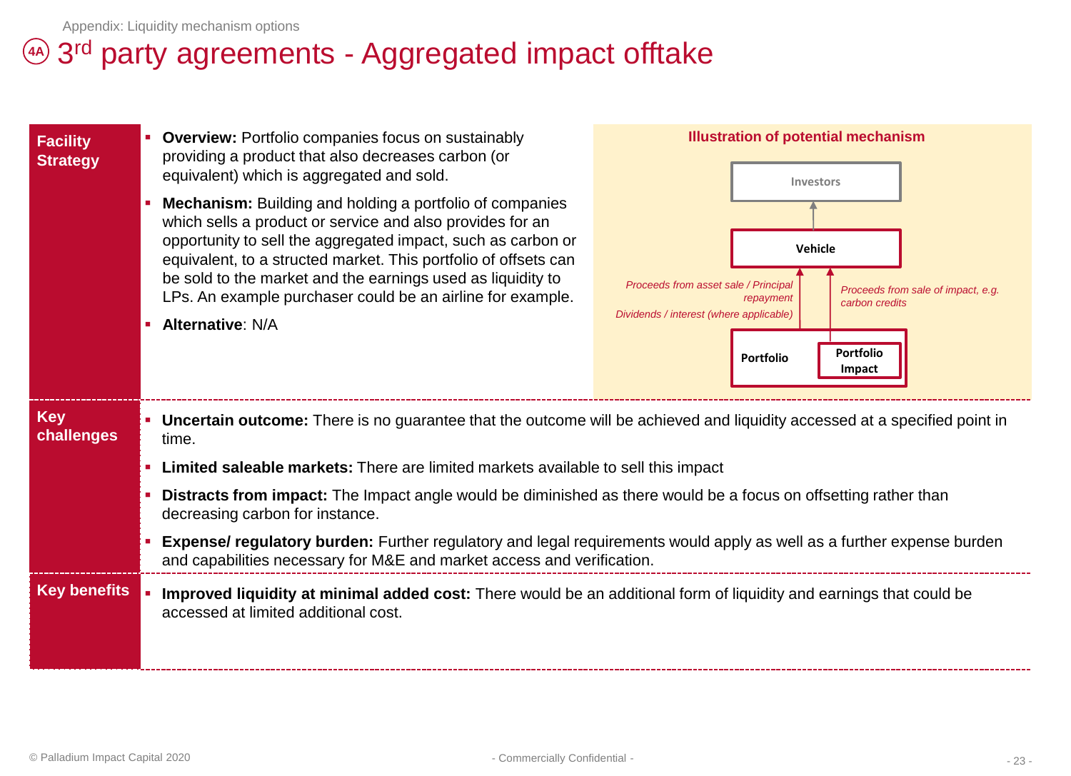Appendix: Liquidity mechanism options

# 4A 3rd party agreements - Aggregated impact offtake

## Facility Strategy

- **Overview:** Portfolio companies focus on sustainably providing a product that also decreases carbon (or equivalent) which is aggregated and sold.
- **Mechanism:** Building and holding a portfolio of companies which sells a product or service and also provides for an opportunity to sell the aggregated impact, such as carbon or equivalent, to a structed market. This portfolio of offsets can be sold to the market and the earnings used as liquidity to LPs. An example purchaser could be an airline for example.
- **Alternative**: N/A

**Illustration of potential mechanism**

Investors

Vehicle

*Proceeds from asset sale / Principal repayment*

*Dividends / interest (where applicable)*

*Proceeds from sale of impact, e.g. carbon credits*

Portfolio

Portfolio Impact

## Key challenges

- **Uncertain outcome:** There is no guarantee that the outcome will be achieved and liquidity accessed at a specified point in time.
- **Limited saleable markets:** There are limited markets available to sell this impact
- **Distracts from impact:** The Impact angle would be diminished as there would be a focus on offsetting rather than decreasing carbon for instance.
- **Expense/ regulatory burden:** Further regulatory and legal requirements would apply as well as a further expense burden and capabilities necessary for M&E and market access and verification.

## Key benefits

- **Improved liquidity at minimal added cost:** There would be an additional form of liquidity and earnings that could be accessed at limited additional cost.

© Palladium Impact Capital 2020

- Commercially Confidential -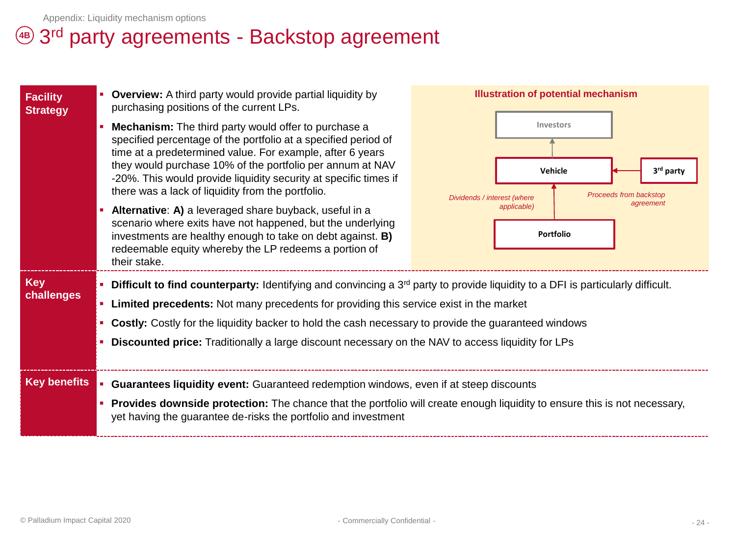Appendix: Liquidity mechanism options

# 4B 3rd party agreements - Backstop agreement

## Facility Strategy

- **Overview:** A third party would provide partial liquidity by purchasing positions of the current LPs.
- **Mechanism:** The third party would offer to purchase a specified percentage of the portfolio at a specified period of time at a predetermined value. For example, after 6 years they would purchase 10% of the portfolio per annum at NAV -20%. This would provide liquidity security at specific times if there was a lack of liquidity from the portfolio.
- **Alternative**: **A)** a leveraged share buyback, useful in a scenario where exits have not happened, but the underlying investments are healthy enough to take on debt against. **B)** redeemable equity whereby the LP redeems a portion of their stake.

**Illustration of potential mechanism**

- Investors
- Vehicle → Investors
- 3rd party → Vehicle: *Proceeds from backstop agreement*
- Portfolio → Vehicle: *Dividends / interest (where applicable)*

## Key challenges

- **Difficult to find counterparty:** Identifying and convincing a 3rd party to provide liquidity to a DFI is particularly difficult.
- **Limited precedents:** Not many precedents for providing this service exist in the market
- **Costly:** Costly for the liquidity backer to hold the cash necessary to provide the guaranteed windows
- **Discounted price:** Traditionally a large discount necessary on the NAV to access liquidity for LPs

## Key benefits

- **Guarantees liquidity event:** Guaranteed redemption windows, even if at steep discounts
- **Provides downside protection:** The chance that the portfolio will create enough liquidity to ensure this is not necessary, yet having the guarantee de-risks the portfolio and investment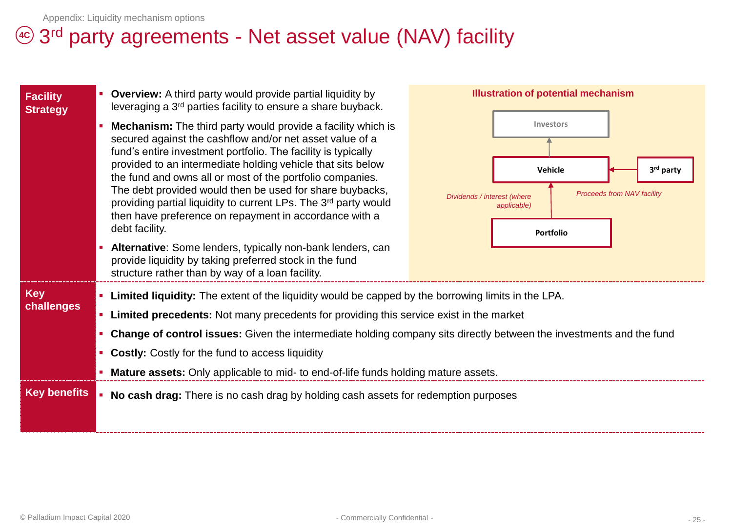Appendix: Liquidity mechanism options

# 4C 3rd party agreements - Net asset value (NAV) facility

## Facility Strategy

- **Overview:** A third party would provide partial liquidity by leveraging a 3rd parties facility to ensure a share buyback.
- **Mechanism:** The third party would provide a facility which is secured against the cashflow and/or net asset value of a fund's entire investment portfolio. The facility is typically provided to an intermediate holding vehicle that sits below the fund and owns all or most of the portfolio companies. The debt provided would then be used for share buybacks, providing partial liquidity to current LPs. The 3rd party would then have preference on repayment in accordance with a debt facility.
- **Alternative**: Some lenders, typically non-bank lenders, can provide liquidity by taking preferred stock in the fund structure rather than by way of a loan facility.

**Illustration of potential mechanism**

- Investors
- Vehicle ← 3rd party (*Proceeds from NAV facility*)
- Portfolio → Vehicle (*Dividends / interest (where applicable)*)

## Key challenges

- **Limited liquidity:** The extent of the liquidity would be capped by the borrowing limits in the LPA.
- **Limited precedents:** Not many precedents for providing this service exist in the market
- **Change of control issues:** Given the intermediate holding company sits directly between the investments and the fund
- **Costly:** Costly for the fund to access liquidity
- **Mature assets:** Only applicable to mid- to end-of-life funds holding mature assets.

## Key benefits

- **No cash drag:** There is no cash drag by holding cash assets for redemption purposes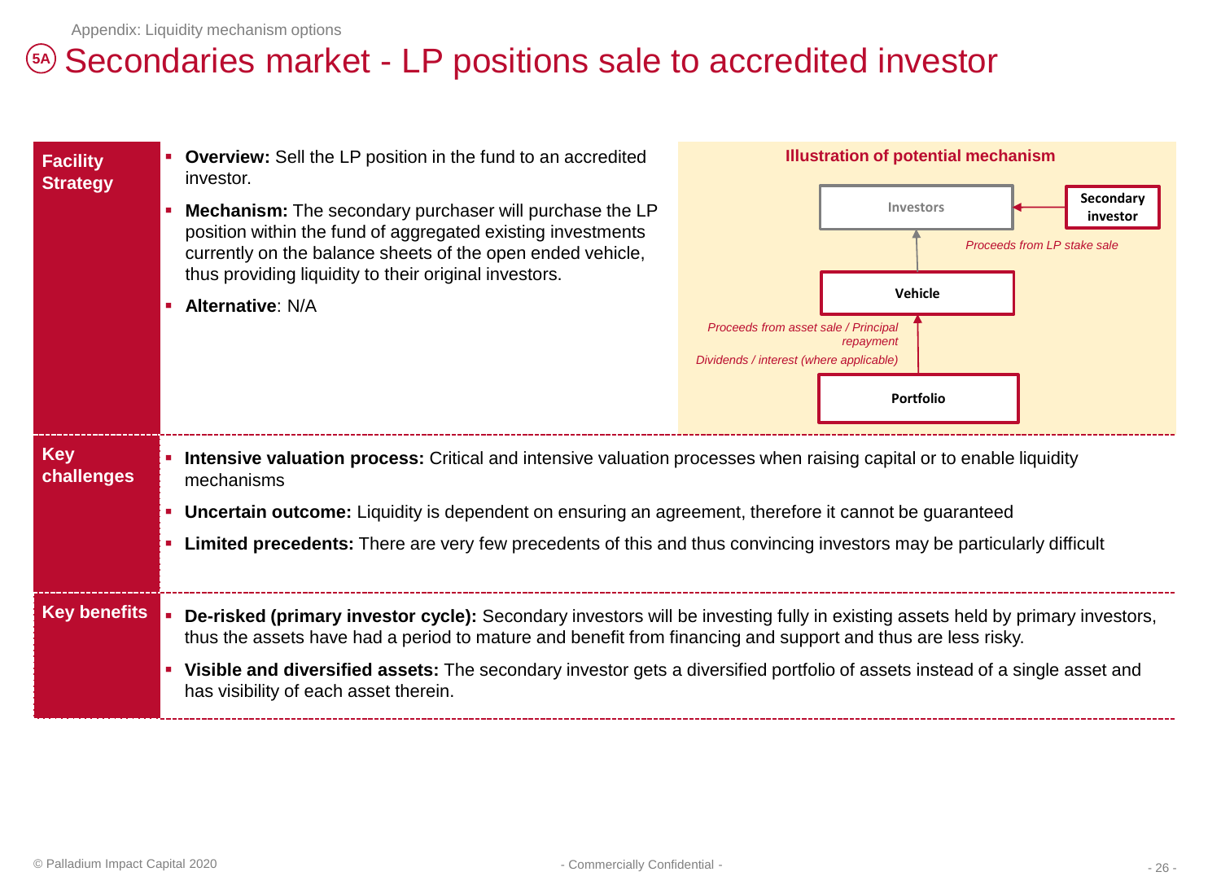Appendix: Liquidity mechanism options

# 5A Secondaries market - LP positions sale to accredited investor

## Facility Strategy

- **Overview:** Sell the LP position in the fund to an accredited investor.
- **Mechanism:** The secondary purchaser will purchase the LP position within the fund of aggregated existing investments currently on the balance sheets of the open ended vehicle, thus providing liquidity to their original investors.
- **Alternative**: N/A

**Illustration of potential mechanism**

- Investors
- Secondary investor
- *Proceeds from LP stake sale*
- Vehicle
- *Proceeds from asset sale / Principal repayment*
- *Dividends / interest (where applicable)*
- Portfolio

## Key challenges

- **Intensive valuation process:** Critical and intensive valuation processes when raising capital or to enable liquidity mechanisms
- **Uncertain outcome:** Liquidity is dependent on ensuring an agreement, therefore it cannot be guaranteed
- **Limited precedents:** There are very few precedents of this and thus convincing investors may be particularly difficult

## Key benefits

- **De-risked (primary investor cycle):** Secondary investors will be investing fully in existing assets held by primary investors, thus the assets have had a period to mature and benefit from financing and support and thus are less risky.
- **Visible and diversified assets:** The secondary investor gets a diversified portfolio of assets instead of a single asset and has visibility of each asset therein.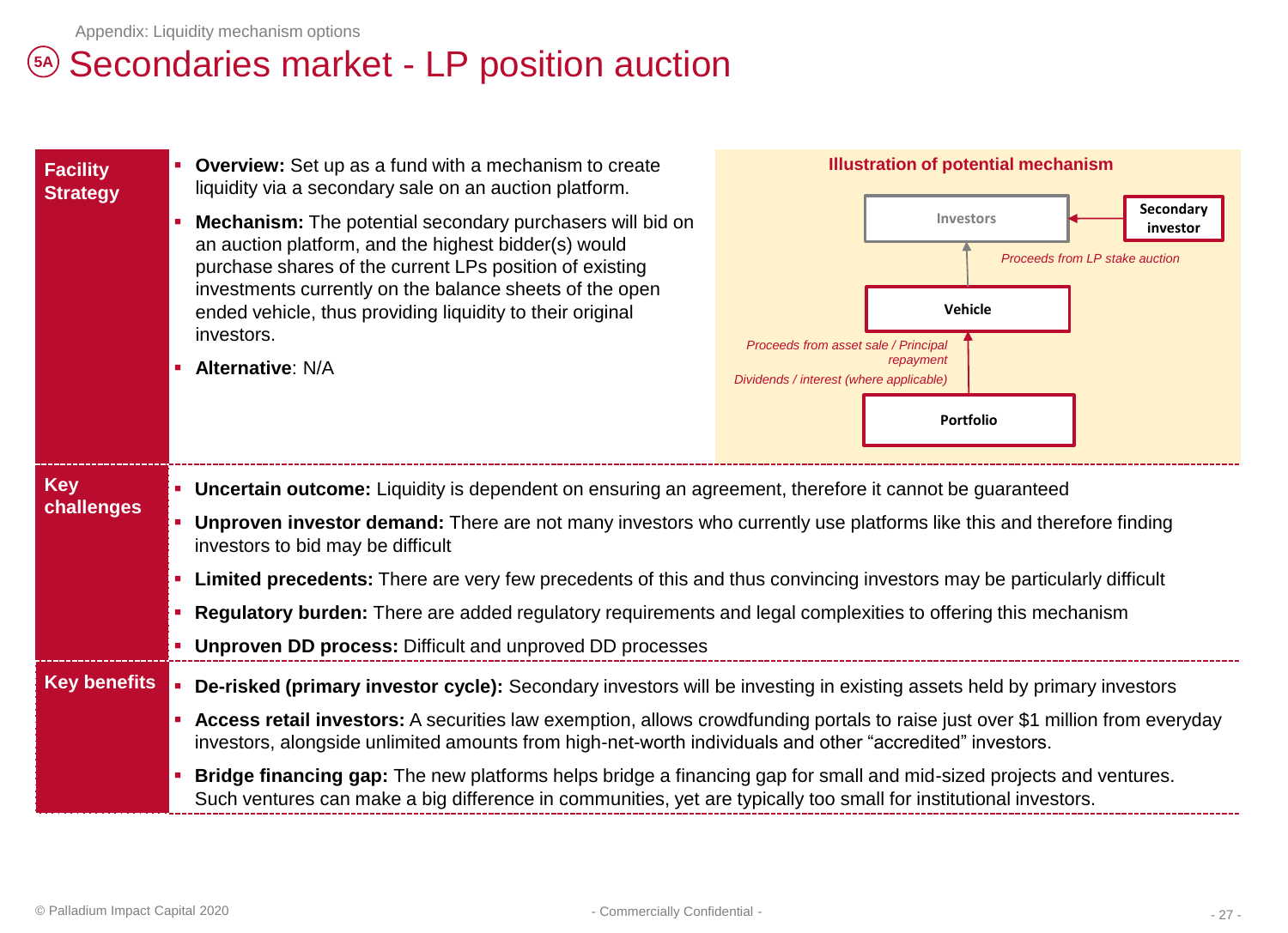Appendix: Liquidity mechanism options

# 5A Secondaries market - LP position auction

## Facility Strategy

- **Overview:** Set up as a fund with a mechanism to create liquidity via a secondary sale on an auction platform.
- **Mechanism:** The potential secondary purchasers will bid on an auction platform, and the highest bidder(s) would purchase shares of the current LPs position of existing investments currently on the balance sheets of the open ended vehicle, thus providing liquidity to their original investors.
- **Alternative**: N/A

**Illustration of potential mechanism**

Investors ← Secondary investor (*Proceeds from LP stake auction*)

Vehicle → Investors

Portfolio → Vehicle (*Proceeds from asset sale / Principal repayment*; *Dividends / interest (where applicable)*)

## Key challenges

- **Uncertain outcome:** Liquidity is dependent on ensuring an agreement, therefore it cannot be guaranteed
- **Unproven investor demand:** There are not many investors who currently use platforms like this and therefore finding investors to bid may be difficult
- **Limited precedents:** There are very few precedents of this and thus convincing investors may be particularly difficult
- **Regulatory burden:** There are added regulatory requirements and legal complexities to offering this mechanism
- **Unproven DD process:** Difficult and unproved DD processes

## Key benefits

- **De-risked (primary investor cycle):** Secondary investors will be investing in existing assets held by primary investors
- **Access retail investors:** A securities law exemption, allows crowdfunding portals to raise just over $1 million from everyday investors, alongside unlimited amounts from high-net-worth individuals and other "accredited" investors.
- **Bridge financing gap:** The new platforms helps bridge a financing gap for small and mid-sized projects and ventures. Such ventures can make a big difference in communities, yet are typically too small for institutional investors.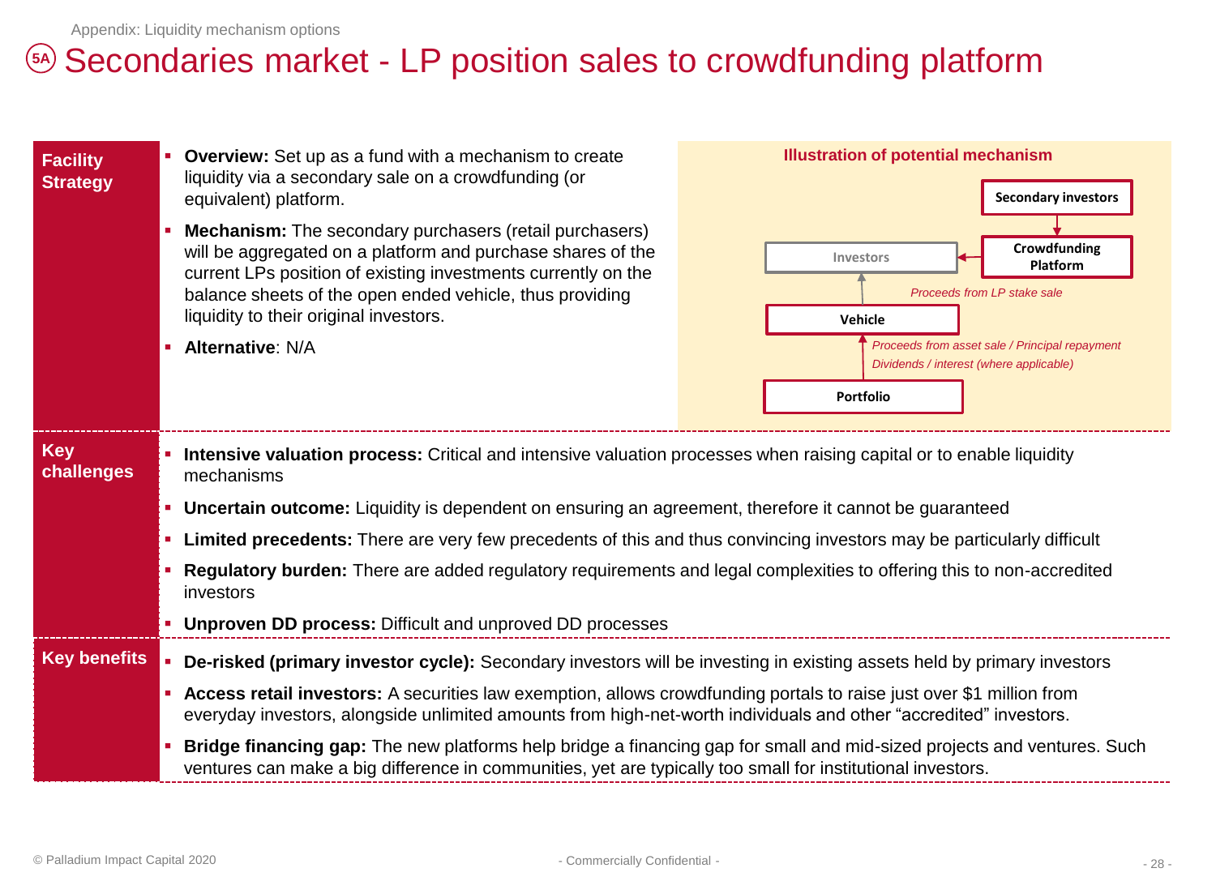Appendix: Liquidity mechanism options

# 5A Secondaries market - LP position sales to crowdfunding platform

## Facility Strategy

- **Overview:** Set up as a fund with a mechanism to create liquidity via a secondary sale on a crowdfunding (or equivalent) platform.
- **Mechanism:** The secondary purchasers (retail purchasers) will be aggregated on a platform and purchase shares of the current LPs position of existing investments currently on the balance sheets of the open ended vehicle, thus providing liquidity to their original investors.
- **Alternative**: N/A

**Illustration of potential mechanism**

Secondary investors → Crowdfunding Platform → Investors (*Proceeds from LP stake sale*)

Portfolio → Vehicle → Investors

*Proceeds from asset sale / Principal repayment*
*Dividends / interest (where applicable)*

## Key challenges

- **Intensive valuation process:** Critical and intensive valuation processes when raising capital or to enable liquidity mechanisms
- **Uncertain outcome:** Liquidity is dependent on ensuring an agreement, therefore it cannot be guaranteed
- **Limited precedents:** There are very few precedents of this and thus convincing investors may be particularly difficult
- **Regulatory burden:** There are added regulatory requirements and legal complexities to offering this to non-accredited investors
- **Unproven DD process:** Difficult and unproved DD processes

## Key benefits

- **De-risked (primary investor cycle):** Secondary investors will be investing in existing assets held by primary investors
- **Access retail investors:** A securities law exemption, allows crowdfunding portals to raise just over $1 million from everyday investors, alongside unlimited amounts from high-net-worth individuals and other "accredited" investors.
- **Bridge financing gap:** The new platforms help bridge a financing gap for small and mid-sized projects and ventures. Such ventures can make a big difference in communities, yet are typically too small for institutional investors.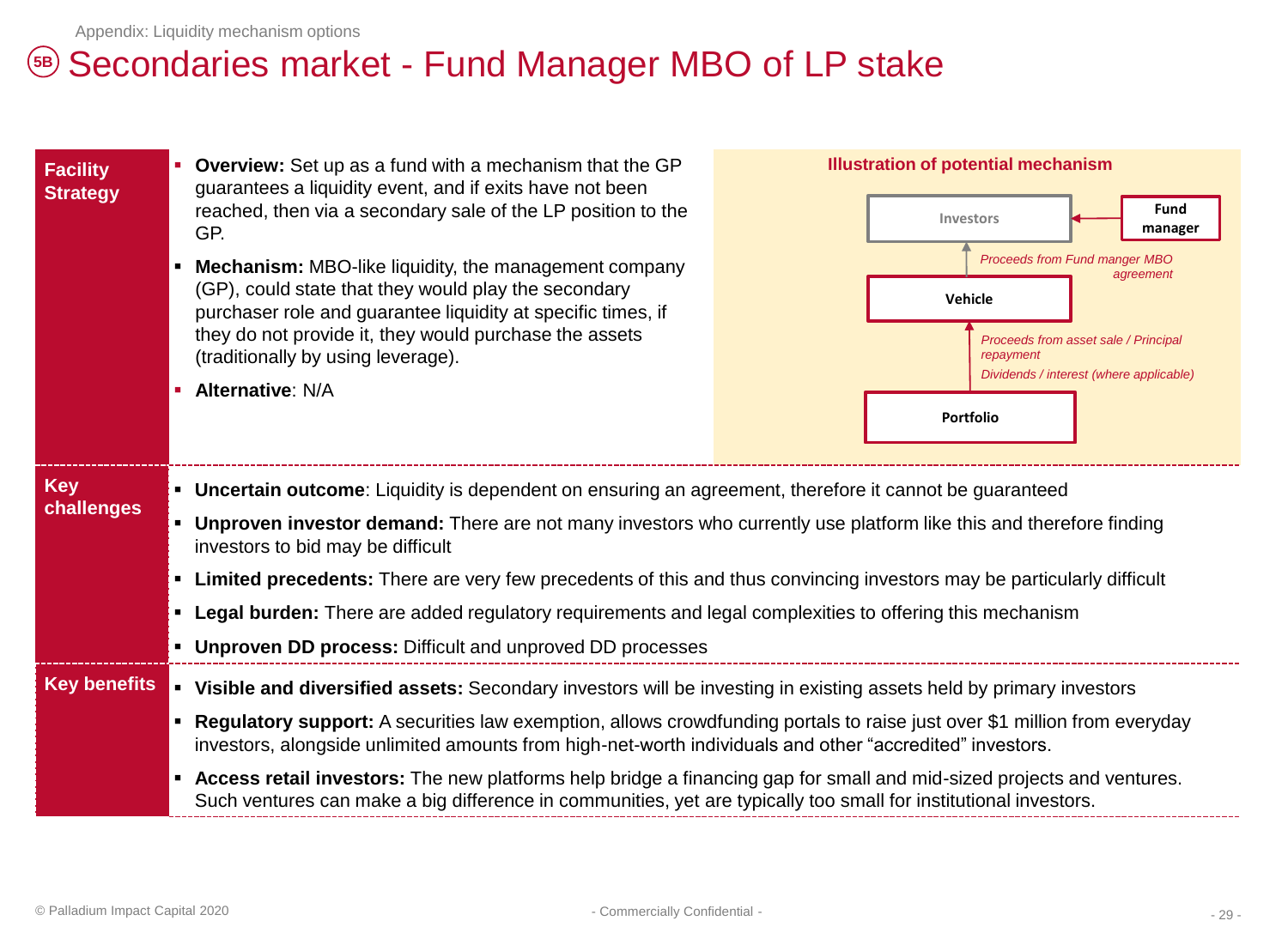Appendix: Liquidity mechanism options

# 5B Secondaries market - Fund Manager MBO of LP stake

## Facility Strategy

- **Overview:** Set up as a fund with a mechanism that the GP guarantees a liquidity event, and if exits have not been reached, then via a secondary sale of the LP position to the GP.
- **Mechanism:** MBO-like liquidity, the management company (GP), could state that they would play the secondary purchaser role and guarantee liquidity at specific times, if they do not provide it, they would purchase the assets (traditionally by using leverage).
- **Alternative**: N/A

**Illustration of potential mechanism**

- Investors ← Fund manager
- Vehicle → Investors: *Proceeds from Fund manger MBO agreement*
- Portfolio → Vehicle: *Proceeds from asset sale / Principal repayment*; *Dividends / interest (where applicable)*

## Key challenges

- **Uncertain outcome**: Liquidity is dependent on ensuring an agreement, therefore it cannot be guaranteed
- **Unproven investor demand:** There are not many investors who currently use platform like this and therefore finding investors to bid may be difficult
- **Limited precedents:** There are very few precedents of this and thus convincing investors may be particularly difficult
- **Legal burden:** There are added regulatory requirements and legal complexities to offering this mechanism
- **Unproven DD process:** Difficult and unproved DD processes

## Key benefits

- **Visible and diversified assets:** Secondary investors will be investing in existing assets held by primary investors
- **Regulatory support:** A securities law exemption, allows crowdfunding portals to raise just over $1 million from everyday investors, alongside unlimited amounts from high-net-worth individuals and other "accredited" investors.
- **Access retail investors:** The new platforms help bridge a financing gap for small and mid-sized projects and ventures. Such ventures can make a big difference in communities, yet are typically too small for institutional investors.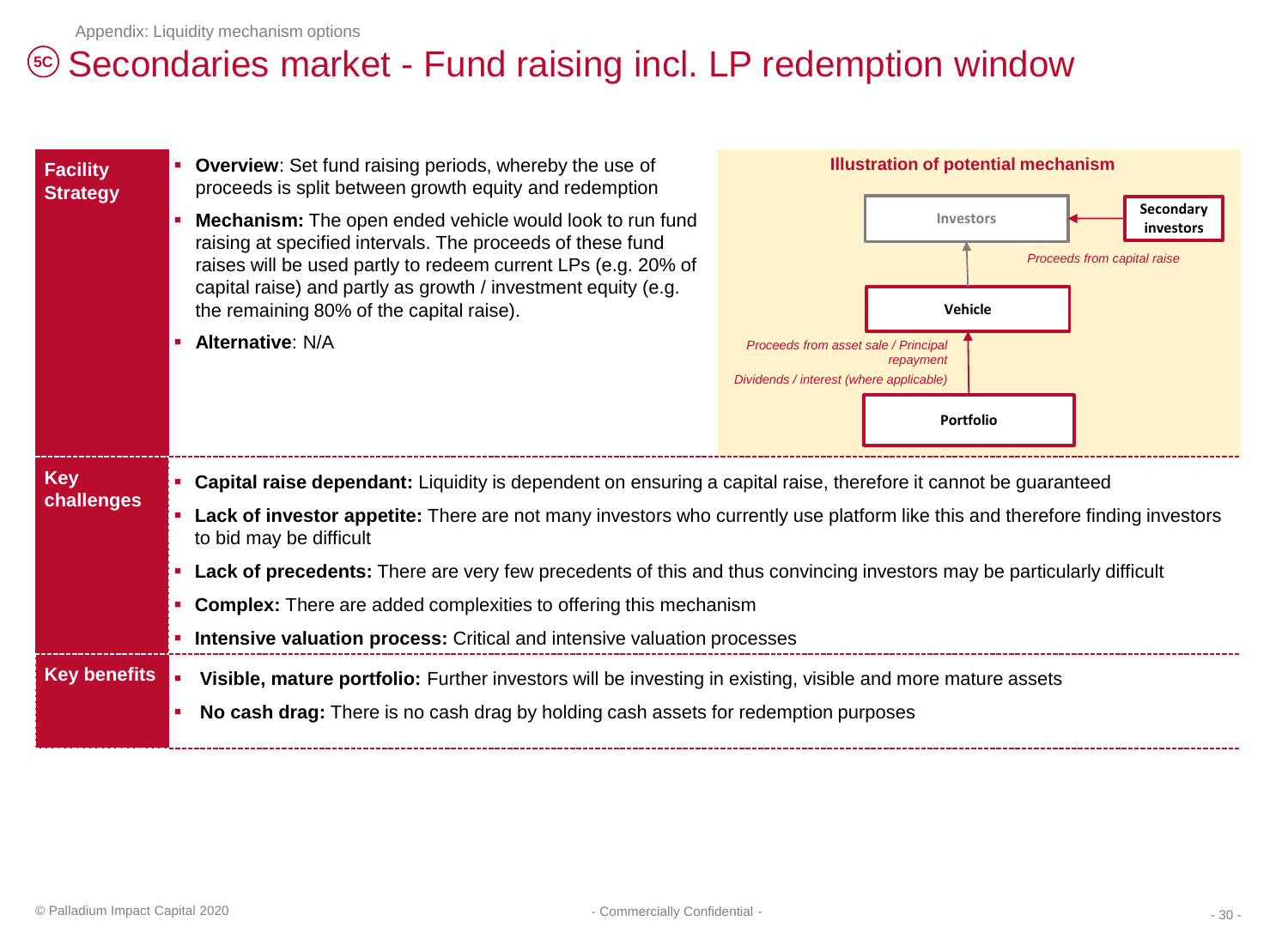Appendix: Liquidity mechanism options

# 5C Secondaries market - Fund raising incl. LP redemption window

## Facility Strategy

- **Overview**: Set fund raising periods, whereby the use of proceeds is split between growth equity and redemption
- **Mechanism:** The open ended vehicle would look to run fund raising at specified intervals. The proceeds of these fund raises will be used partly to redeem current LPs (e.g. 20% of capital raise) and partly as growth / investment equity (e.g. the remaining 80% of the capital raise).
- **Alternative**: N/A

**Illustration of potential mechanism**

Investors ← Secondary investors

*Proceeds from capital raise*

Vehicle

*Proceeds from asset sale / Principal repayment*

*Dividends / interest (where applicable)*

Portfolio

## Key challenges

- **Capital raise dependant:** Liquidity is dependent on ensuring a capital raise, therefore it cannot be guaranteed
- **Lack of investor appetite:** There are not many investors who currently use platform like this and therefore finding investors to bid may be difficult
- **Lack of precedents:** There are very few precedents of this and thus convincing investors may be particularly difficult
- **Complex:** There are added complexities to offering this mechanism
- **Intensive valuation process:** Critical and intensive valuation processes

## Key benefits

- **Visible, mature portfolio:** Further investors will be investing in existing, visible and more mature assets
- **No cash drag:** There is no cash drag by holding cash assets for redemption purposes

© Palladium Impact Capital 2020

- Commercially Confidential -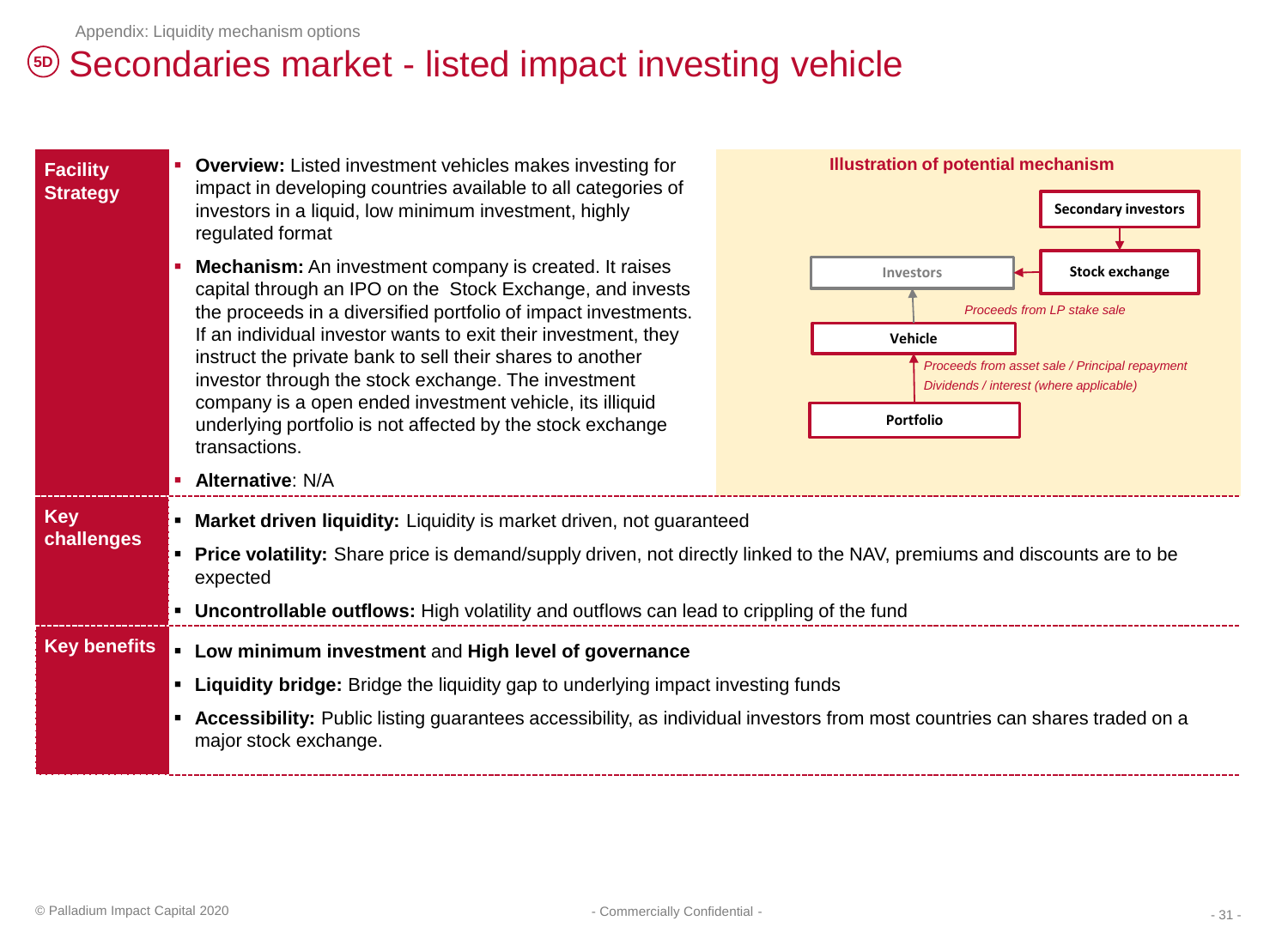Appendix: Liquidity mechanism options

# 5D Secondaries market - listed impact investing vehicle

## Facility Strategy

- **Overview:** Listed investment vehicles makes investing for impact in developing countries available to all categories of investors in a liquid, low minimum investment, highly regulated format
- **Mechanism:** An investment company is created. It raises capital through an IPO on the Stock Exchange, and invests the proceeds in a diversified portfolio of impact investments. If an individual investor wants to exit their investment, they instruct the private bank to sell their shares to another investor through the stock exchange. The investment company is a open ended investment vehicle, its illiquid underlying portfolio is not affected by the stock exchange transactions.
- **Alternative**: N/A

**Illustration of potential mechanism**

Secondary investors → Stock exchange → Investors (*Proceeds from LP stake sale*)

Portfolio → Vehicle (*Proceeds from asset sale / Principal repayment; Dividends / interest (where applicable)*) → Investors

## Key challenges

- **Market driven liquidity:** Liquidity is market driven, not guaranteed
- **Price volatility:** Share price is demand/supply driven, not directly linked to the NAV, premiums and discounts are to be expected
- **Uncontrollable outflows:** High volatility and outflows can lead to crippling of the fund

## Key benefits

- **Low minimum investment** and **High level of governance**
- **Liquidity bridge:** Bridge the liquidity gap to underlying impact investing funds
- **Accessibility:** Public listing guarantees accessibility, as individual investors from most countries can shares traded on a major stock exchange.

© Palladium Impact Capital 2020 - Commercially Confidential -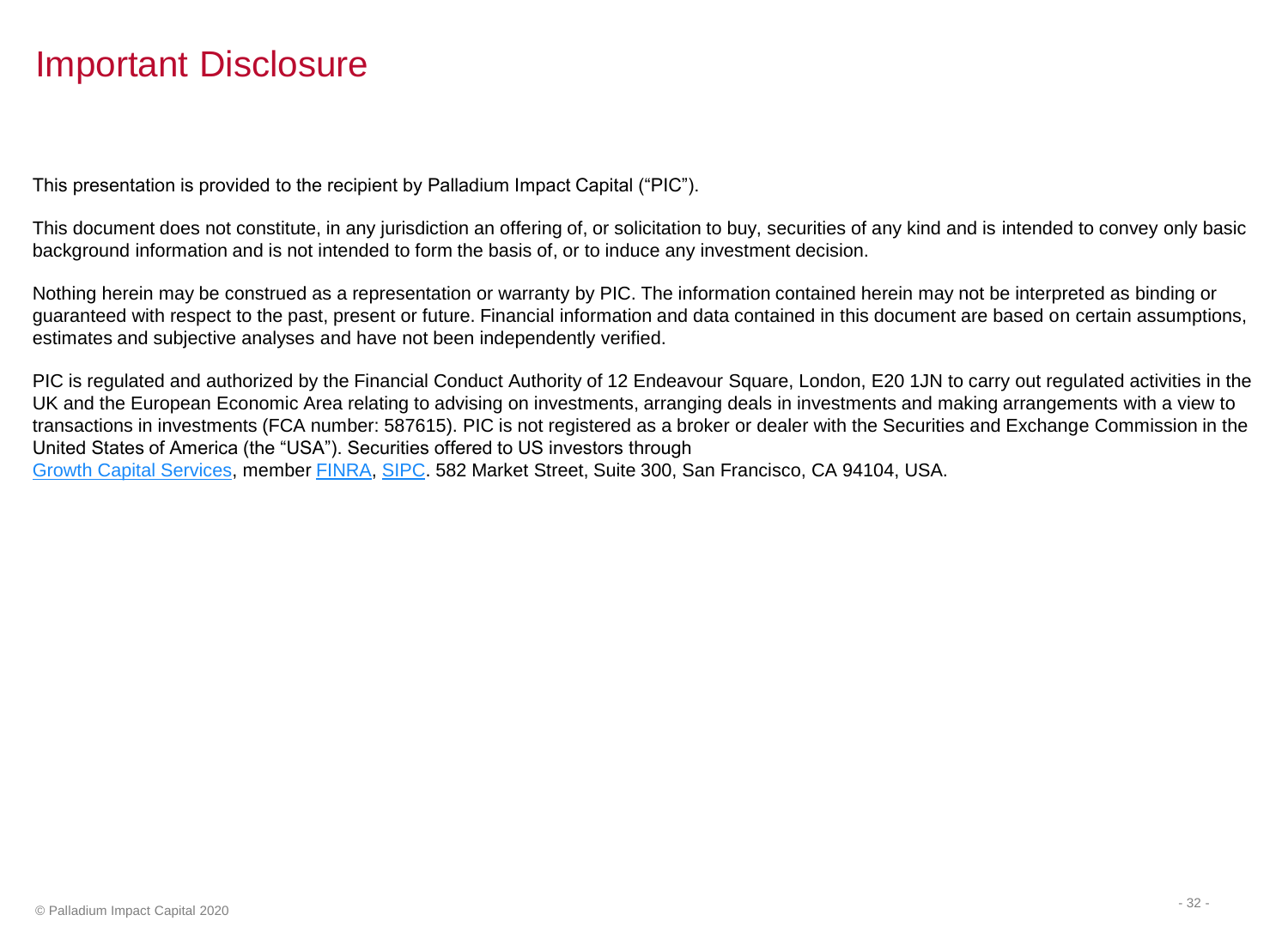# Important Disclosure

This presentation is provided to the recipient by Palladium Impact Capital ("PIC").

This document does not constitute, in any jurisdiction an offering of, or solicitation to buy, securities of any kind and is intended to convey only basic background information and is not intended to form the basis of, or to induce any investment decision.

Nothing herein may be construed as a representation or warranty by PIC. The information contained herein may not be interpreted as binding or guaranteed with respect to the past, present or future. Financial information and data contained in this document are based on certain assumptions, estimates and subjective analyses and have not been independently verified.

PIC is regulated and authorized by the Financial Conduct Authority of 12 Endeavour Square, London, E20 1JN to carry out regulated activities in the UK and the European Economic Area relating to advising on investments, arranging deals in investments and making arrangements with a view to transactions in investments (FCA number: 587615). PIC is not registered as a broker or dealer with the Securities and Exchange Commission in the United States of America (the "USA"). Securities offered to US investors through Growth Capital Services, member FINRA, SIPC. 582 Market Street, Suite 300, San Francisco, CA 94104, USA.

© Palladium Impact Capital 2020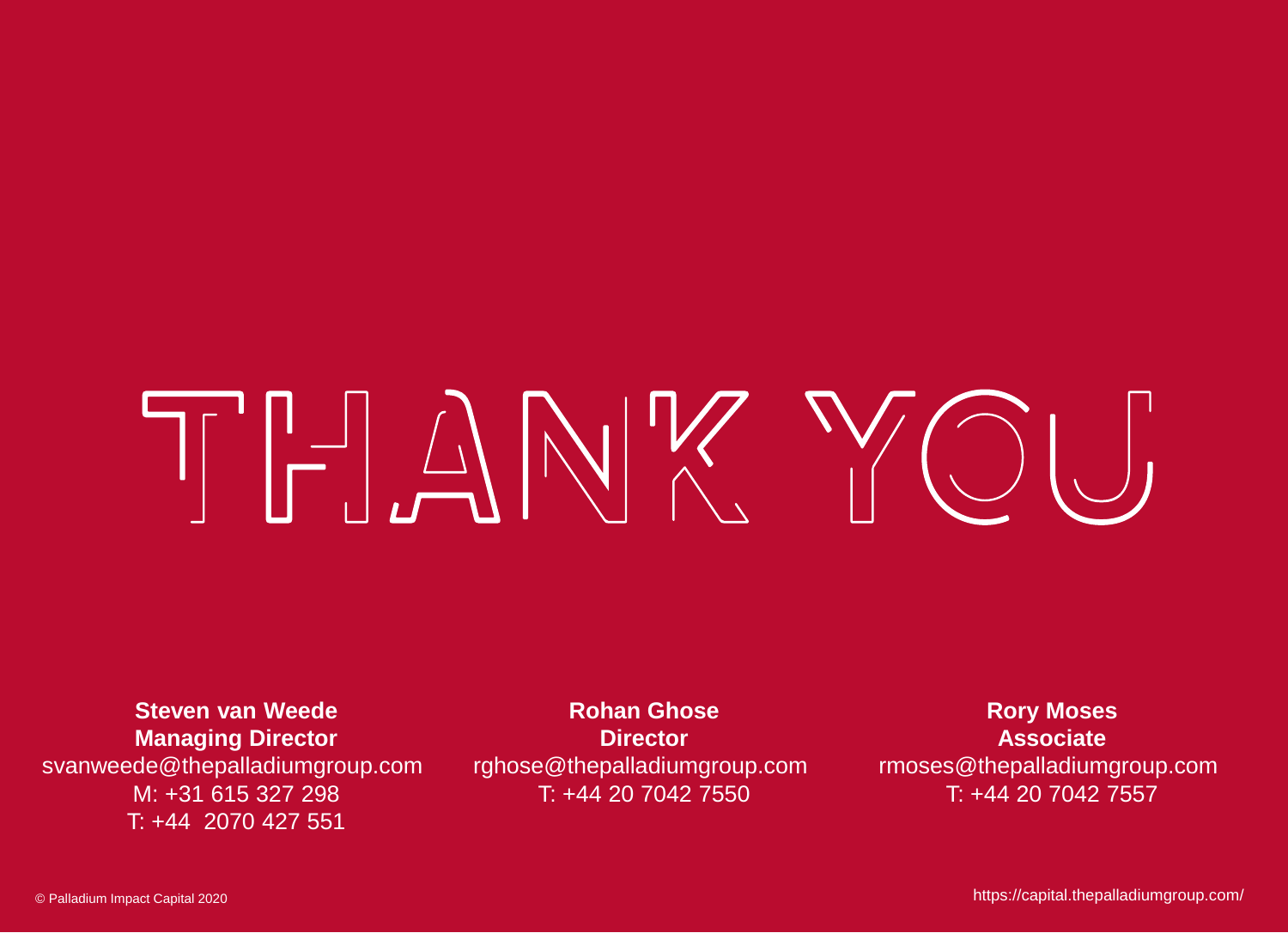# THANK YOU

**Steven van Weede**
**Managing Director**
svanweede@thepalladiumgroup.com
M: +31 615 327 298
T: +44 2070 427 551

**Rohan Ghose**
**Director**
rghose@thepalladiumgroup.com
T: +44 20 7042 7550

**Rory Moses**
**Associate**
rmoses@thepalladiumgroup.com
T: +44 20 7042 7557

© Palladium Impact Capital 2020

https://capital.thepalladiumgroup.com/